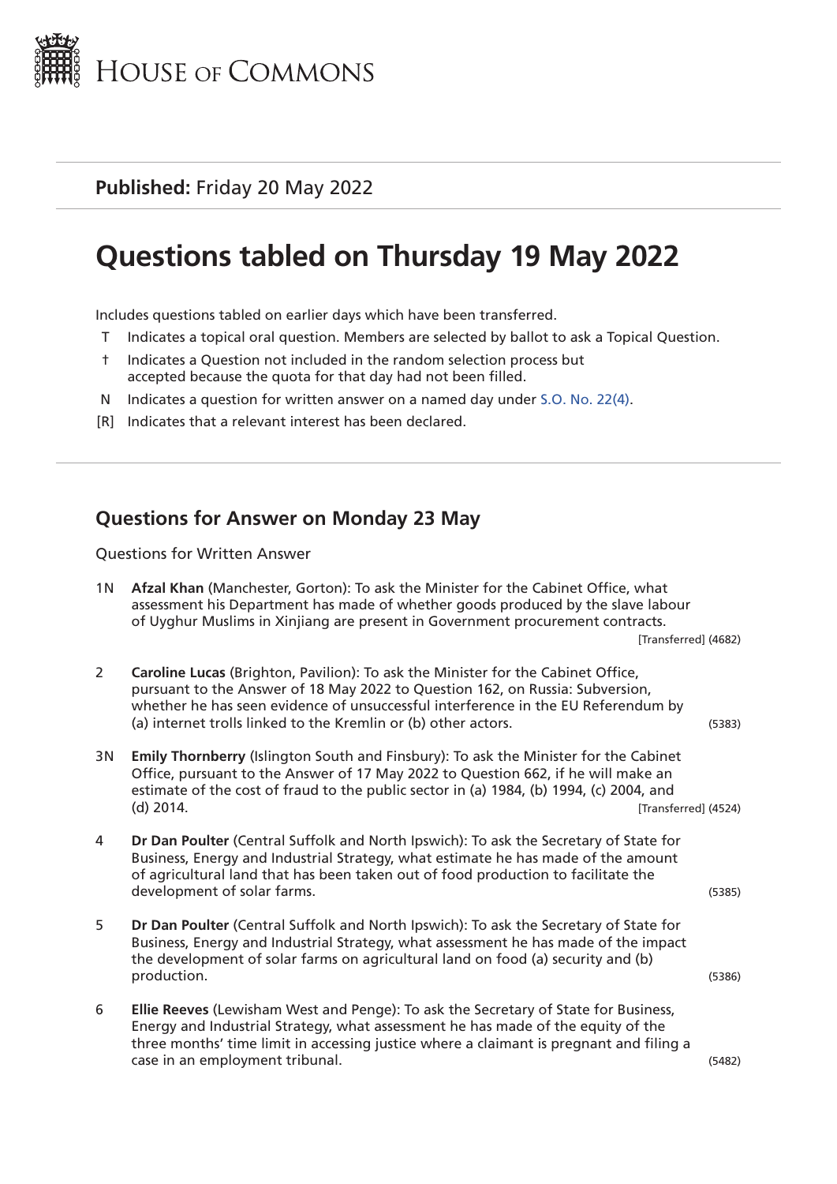# House of Commons

**Published:** Friday 20 May 2022

# Questions tabled on Thursday 19 May 2022

Includes questions tabled on earlier days which have been transferred.

- T Indicates a topical oral question. Members are selected by ballot to ask a Topical Question.
- † Indicates a Question not included in the random selection process but accepted because the quota for that day had not been filled.
- N Indicates a question for written answer on a named day under S.O. No. 22(4).
- [R] Indicates that a relevant interest has been declared.

## Questions for Answer on Monday 23 May

Questions for Written Answer

1N **Afzal Khan** (Manchester, Gorton): To ask the Minister for the Cabinet Office, what assessment his Department has made of whether goods produced by the slave labour of Uyghur Muslims in Xinjiang are present in Government procurement contracts. [Transferred] (4682)

2 **Caroline Lucas** (Brighton, Pavilion): To ask the Minister for the Cabinet Office, pursuant to the Answer of 18 May 2022 to Question 162, on Russia: Subversion, whether he has seen evidence of unsuccessful interference in the EU Referendum by (a) internet trolls linked to the Kremlin or (b) other actors. (5383)

3N **Emily Thornberry** (Islington South and Finsbury): To ask the Minister for the Cabinet Office, pursuant to the Answer of 17 May 2022 to Question 662, if he will make an estimate of the cost of fraud to the public sector in (a) 1984, (b) 1994, (c) 2004, and (d) 2014. [Transferred] (4524)

4 **Dr Dan Poulter** (Central Suffolk and North Ipswich): To ask the Secretary of State for Business, Energy and Industrial Strategy, what estimate he has made of the amount of agricultural land that has been taken out of food production to facilitate the development of solar farms. (5385)

5 **Dr Dan Poulter** (Central Suffolk and North Ipswich): To ask the Secretary of State for Business, Energy and Industrial Strategy, what assessment he has made of the impact the development of solar farms on agricultural land on food (a) security and (b) production. (5386)

6 **Ellie Reeves** (Lewisham West and Penge): To ask the Secretary of State for Business, Energy and Industrial Strategy, what assessment he has made of the equity of the three months' time limit in accessing justice where a claimant is pregnant and filing a case in an employment tribunal. (5482)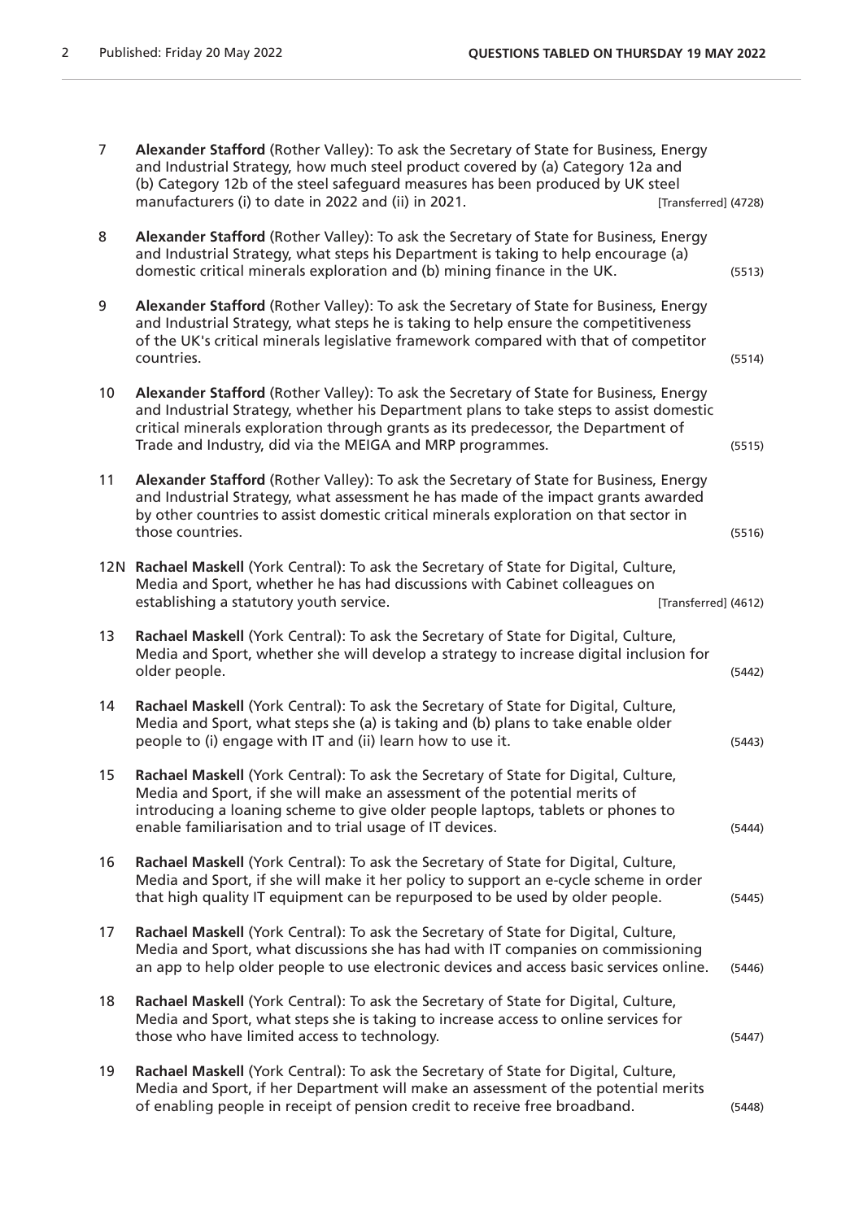7 **Alexander Stafford** (Rother Valley): To ask the Secretary of State for Business, Energy and Industrial Strategy, how much steel product covered by (a) Category 12a and (b) Category 12b of the steel safeguard measures has been produced by UK steel manufacturers (i) to date in 2022 and (ii) in 2021. [Transferred] (4728)

8 **Alexander Stafford** (Rother Valley): To ask the Secretary of State for Business, Energy and Industrial Strategy, what steps his Department is taking to help encourage (a) domestic critical minerals exploration and (b) mining finance in the UK. (5513)

9 **Alexander Stafford** (Rother Valley): To ask the Secretary of State for Business, Energy and Industrial Strategy, what steps he is taking to help ensure the competitiveness of the UK's critical minerals legislative framework compared with that of competitor countries. (5514)

10 **Alexander Stafford** (Rother Valley): To ask the Secretary of State for Business, Energy and Industrial Strategy, whether his Department plans to take steps to assist domestic critical minerals exploration through grants as its predecessor, the Department of Trade and Industry, did via the MEIGA and MRP programmes. (5515)

11 **Alexander Stafford** (Rother Valley): To ask the Secretary of State for Business, Energy and Industrial Strategy, what assessment he has made of the impact grants awarded by other countries to assist domestic critical minerals exploration on that sector in those countries. (5516)

12N **Rachael Maskell** (York Central): To ask the Secretary of State for Digital, Culture, Media and Sport, whether he has had discussions with Cabinet colleagues on establishing a statutory youth service. [Transferred] (4612)

13 **Rachael Maskell** (York Central): To ask the Secretary of State for Digital, Culture, Media and Sport, whether she will develop a strategy to increase digital inclusion for older people. (5442)

14 **Rachael Maskell** (York Central): To ask the Secretary of State for Digital, Culture, Media and Sport, what steps she (a) is taking and (b) plans to take enable older people to (i) engage with IT and (ii) learn how to use it. (5443)

15 **Rachael Maskell** (York Central): To ask the Secretary of State for Digital, Culture, Media and Sport, if she will make an assessment of the potential merits of introducing a loaning scheme to give older people laptops, tablets or phones to enable familiarisation and to trial usage of IT devices. (5444)

16 **Rachael Maskell** (York Central): To ask the Secretary of State for Digital, Culture, Media and Sport, if she will make it her policy to support an e-cycle scheme in order that high quality IT equipment can be repurposed to be used by older people. (5445)

17 **Rachael Maskell** (York Central): To ask the Secretary of State for Digital, Culture, Media and Sport, what discussions she has had with IT companies on commissioning an app to help older people to use electronic devices and access basic services online. (5446)

18 **Rachael Maskell** (York Central): To ask the Secretary of State for Digital, Culture, Media and Sport, what steps she is taking to increase access to online services for those who have limited access to technology. (5447)

19 **Rachael Maskell** (York Central): To ask the Secretary of State for Digital, Culture, Media and Sport, if her Department will make an assessment of the potential merits of enabling people in receipt of pension credit to receive free broadband. (5448)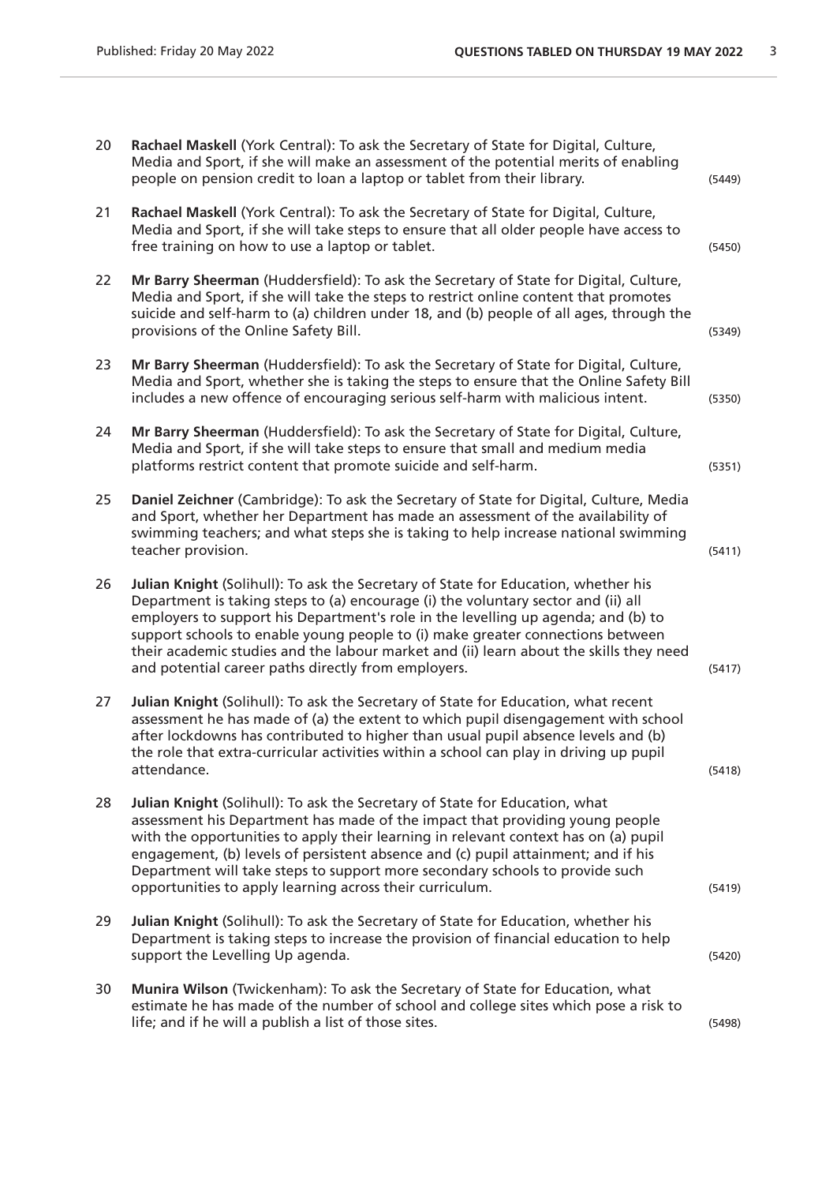20 **Rachael Maskell** (York Central): To ask the Secretary of State for Digital, Culture, Media and Sport, if she will make an assessment of the potential merits of enabling people on pension credit to loan a laptop or tablet from their library. (5449)

21 **Rachael Maskell** (York Central): To ask the Secretary of State for Digital, Culture, Media and Sport, if she will take steps to ensure that all older people have access to free training on how to use a laptop or tablet. (5450)

22 **Mr Barry Sheerman** (Huddersfield): To ask the Secretary of State for Digital, Culture, Media and Sport, if she will take the steps to restrict online content that promotes suicide and self-harm to (a) children under 18, and (b) people of all ages, through the provisions of the Online Safety Bill. (5349)

23 **Mr Barry Sheerman** (Huddersfield): To ask the Secretary of State for Digital, Culture, Media and Sport, whether she is taking the steps to ensure that the Online Safety Bill includes a new offence of encouraging serious self-harm with malicious intent. (5350)

24 **Mr Barry Sheerman** (Huddersfield): To ask the Secretary of State for Digital, Culture, Media and Sport, if she will take steps to ensure that small and medium media platforms restrict content that promote suicide and self-harm. (5351)

25 **Daniel Zeichner** (Cambridge): To ask the Secretary of State for Digital, Culture, Media and Sport, whether her Department has made an assessment of the availability of swimming teachers; and what steps she is taking to help increase national swimming teacher provision. (5411)

26 **Julian Knight** (Solihull): To ask the Secretary of State for Education, whether his Department is taking steps to (a) encourage (i) the voluntary sector and (ii) all employers to support his Department's role in the levelling up agenda; and (b) to support schools to enable young people to (i) make greater connections between their academic studies and the labour market and (ii) learn about the skills they need and potential career paths directly from employers. (5417)

27 **Julian Knight** (Solihull): To ask the Secretary of State for Education, what recent assessment he has made of (a) the extent to which pupil disengagement with school after lockdowns has contributed to higher than usual pupil absence levels and (b) the role that extra-curricular activities within a school can play in driving up pupil attendance. (5418)

28 **Julian Knight** (Solihull): To ask the Secretary of State for Education, what assessment his Department has made of the impact that providing young people with the opportunities to apply their learning in relevant context has on (a) pupil engagement, (b) levels of persistent absence and (c) pupil attainment; and if his Department will take steps to support more secondary schools to provide such opportunities to apply learning across their curriculum. (5419)

29 **Julian Knight** (Solihull): To ask the Secretary of State for Education, whether his Department is taking steps to increase the provision of financial education to help support the Levelling Up agenda. (5420)

30 **Munira Wilson** (Twickenham): To ask the Secretary of State for Education, what estimate he has made of the number of school and college sites which pose a risk to life; and if he will a publish a list of those sites. (5498)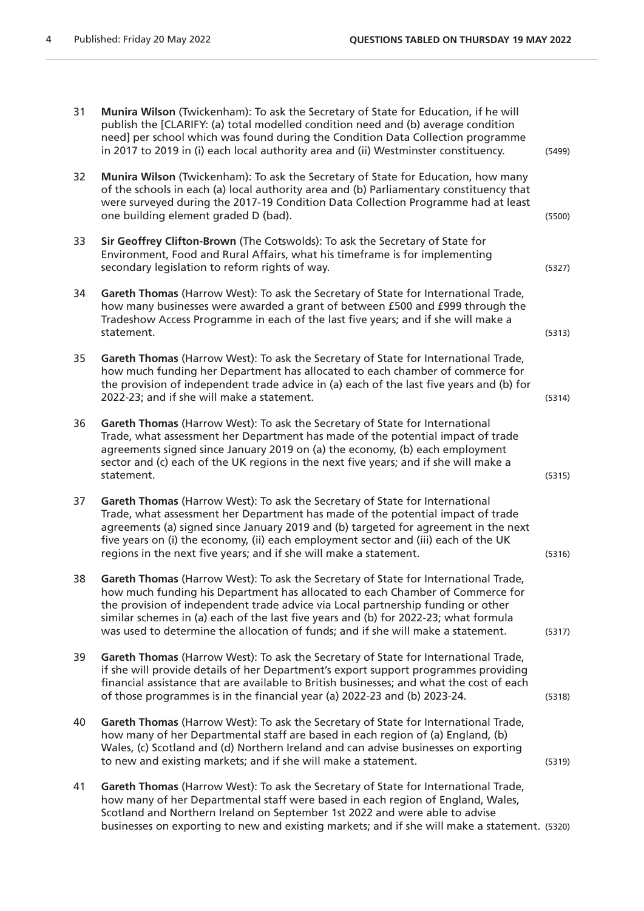31 **Munira Wilson** (Twickenham): To ask the Secretary of State for Education, if he will publish the [CLARIFY: (a) total modelled condition need and (b) average condition need] per school which was found during the Condition Data Collection programme in 2017 to 2019 in (i) each local authority area and (ii) Westminster constituency. (5499)

32 **Munira Wilson** (Twickenham): To ask the Secretary of State for Education, how many of the schools in each (a) local authority area and (b) Parliamentary constituency that were surveyed during the 2017-19 Condition Data Collection Programme had at least one building element graded D (bad). (5500)

33 **Sir Geoffrey Clifton-Brown** (The Cotswolds): To ask the Secretary of State for Environment, Food and Rural Affairs, what his timeframe is for implementing secondary legislation to reform rights of way. (5327)

34 **Gareth Thomas** (Harrow West): To ask the Secretary of State for International Trade, how many businesses were awarded a grant of between £500 and £999 through the Tradeshow Access Programme in each of the last five years; and if she will make a statement. (5313)

35 **Gareth Thomas** (Harrow West): To ask the Secretary of State for International Trade, how much funding her Department has allocated to each chamber of commerce for the provision of independent trade advice in (a) each of the last five years and (b) for 2022-23; and if she will make a statement. (5314)

36 **Gareth Thomas** (Harrow West): To ask the Secretary of State for International Trade, what assessment her Department has made of the potential impact of trade agreements signed since January 2019 on (a) the economy, (b) each employment sector and (c) each of the UK regions in the next five years; and if she will make a statement. (5315)

37 **Gareth Thomas** (Harrow West): To ask the Secretary of State for International Trade, what assessment her Department has made of the potential impact of trade agreements (a) signed since January 2019 and (b) targeted for agreement in the next five years on (i) the economy, (ii) each employment sector and (iii) each of the UK regions in the next five years; and if she will make a statement. (5316)

38 **Gareth Thomas** (Harrow West): To ask the Secretary of State for International Trade, how much funding his Department has allocated to each Chamber of Commerce for the provision of independent trade advice via Local partnership funding or other similar schemes in (a) each of the last five years and (b) for 2022-23; what formula was used to determine the allocation of funds; and if she will make a statement. (5317)

39 **Gareth Thomas** (Harrow West): To ask the Secretary of State for International Trade, if she will provide details of her Department's export support programmes providing financial assistance that are available to British businesses; and what the cost of each of those programmes is in the financial year (a) 2022-23 and (b) 2023-24. (5318)

40 **Gareth Thomas** (Harrow West): To ask the Secretary of State for International Trade, how many of her Departmental staff are based in each region of (a) England, (b) Wales, (c) Scotland and (d) Northern Ireland and can advise businesses on exporting to new and existing markets; and if she will make a statement. (5319)

41 **Gareth Thomas** (Harrow West): To ask the Secretary of State for International Trade, how many of her Departmental staff were based in each region of England, Wales, Scotland and Northern Ireland on September 1st 2022 and were able to advise businesses on exporting to new and existing markets; and if she will make a statement. (5320)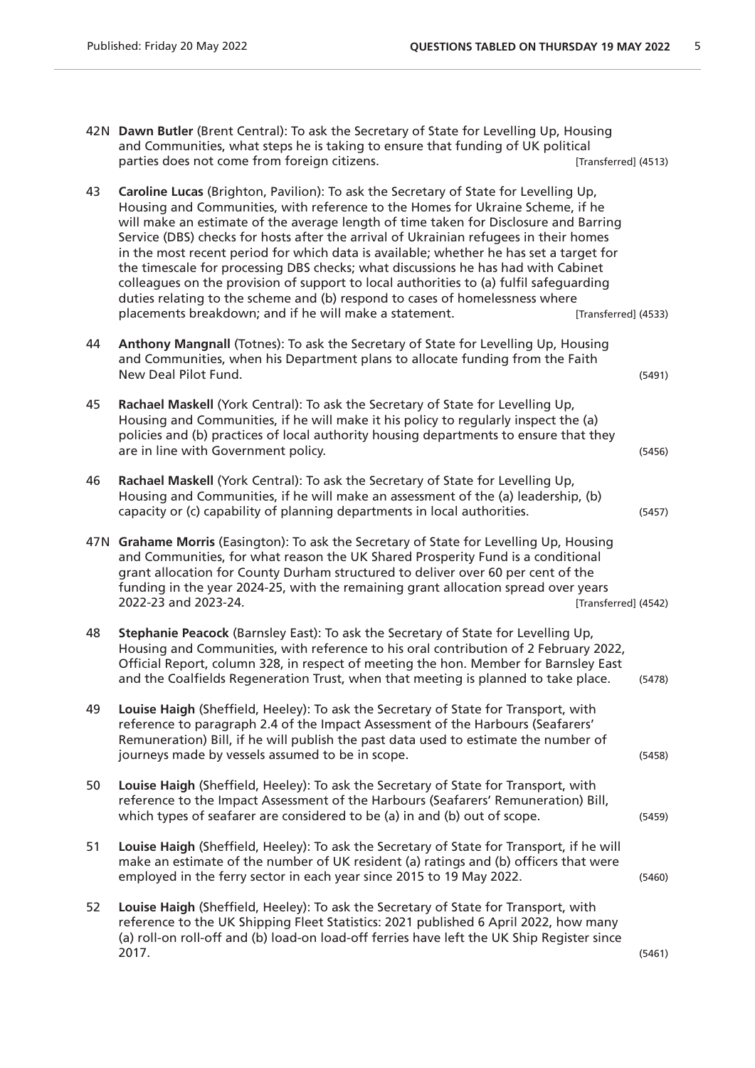42N **Dawn Butler** (Brent Central): To ask the Secretary of State for Levelling Up, Housing and Communities, what steps he is taking to ensure that funding of UK political parties does not come from foreign citizens. [Transferred] (4513)

43 **Caroline Lucas** (Brighton, Pavilion): To ask the Secretary of State for Levelling Up, Housing and Communities, with reference to the Homes for Ukraine Scheme, if he will make an estimate of the average length of time taken for Disclosure and Barring Service (DBS) checks for hosts after the arrival of Ukrainian refugees in their homes in the most recent period for which data is available; whether he has set a target for the timescale for processing DBS checks; what discussions he has had with Cabinet colleagues on the provision of support to local authorities to (a) fulfil safeguarding duties relating to the scheme and (b) respond to cases of homelessness where placements breakdown; and if he will make a statement. [Transferred] (4533)

44 **Anthony Mangnall** (Totnes): To ask the Secretary of State for Levelling Up, Housing and Communities, when his Department plans to allocate funding from the Faith New Deal Pilot Fund. (5491)

45 **Rachael Maskell** (York Central): To ask the Secretary of State for Levelling Up, Housing and Communities, if he will make it his policy to regularly inspect the (a) policies and (b) practices of local authority housing departments to ensure that they are in line with Government policy. (5456)

46 **Rachael Maskell** (York Central): To ask the Secretary of State for Levelling Up, Housing and Communities, if he will make an assessment of the (a) leadership, (b) capacity or (c) capability of planning departments in local authorities. (5457)

47N **Grahame Morris** (Easington): To ask the Secretary of State for Levelling Up, Housing and Communities, for what reason the UK Shared Prosperity Fund is a conditional grant allocation for County Durham structured to deliver over 60 per cent of the funding in the year 2024-25, with the remaining grant allocation spread over years 2022-23 and 2023-24. [Transferred] (4542)

48 **Stephanie Peacock** (Barnsley East): To ask the Secretary of State for Levelling Up, Housing and Communities, with reference to his oral contribution of 2 February 2022, Official Report, column 328, in respect of meeting the hon. Member for Barnsley East and the Coalfields Regeneration Trust, when that meeting is planned to take place. (5478)

49 **Louise Haigh** (Sheffield, Heeley): To ask the Secretary of State for Transport, with reference to paragraph 2.4 of the Impact Assessment of the Harbours (Seafarers' Remuneration) Bill, if he will publish the past data used to estimate the number of journeys made by vessels assumed to be in scope. (5458)

50 **Louise Haigh** (Sheffield, Heeley): To ask the Secretary of State for Transport, with reference to the Impact Assessment of the Harbours (Seafarers' Remuneration) Bill, which types of seafarer are considered to be (a) in and (b) out of scope. (5459)

51 **Louise Haigh** (Sheffield, Heeley): To ask the Secretary of State for Transport, if he will make an estimate of the number of UK resident (a) ratings and (b) officers that were employed in the ferry sector in each year since 2015 to 19 May 2022. (5460)

52 **Louise Haigh** (Sheffield, Heeley): To ask the Secretary of State for Transport, with reference to the UK Shipping Fleet Statistics: 2021 published 6 April 2022, how many (a) roll-on roll-off and (b) load-on load-off ferries have left the UK Ship Register since 2017. (5461)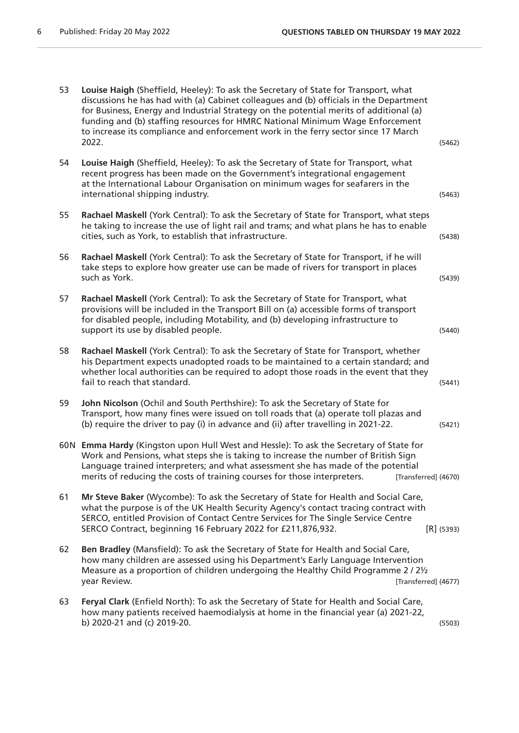53 **Louise Haigh** (Sheffield, Heeley): To ask the Secretary of State for Transport, what discussions he has had with (a) Cabinet colleagues and (b) officials in the Department for Business, Energy and Industrial Strategy on the potential merits of additional (a) funding and (b) staffing resources for HMRC National Minimum Wage Enforcement to increase its compliance and enforcement work in the ferry sector since 17 March 2022. (5462)

54 **Louise Haigh** (Sheffield, Heeley): To ask the Secretary of State for Transport, what recent progress has been made on the Government's integrational engagement at the International Labour Organisation on minimum wages for seafarers in the international shipping industry. (5463)

55 **Rachael Maskell** (York Central): To ask the Secretary of State for Transport, what steps he taking to increase the use of light rail and trams; and what plans he has to enable cities, such as York, to establish that infrastructure. (5438)

56 **Rachael Maskell** (York Central): To ask the Secretary of State for Transport, if he will take steps to explore how greater use can be made of rivers for transport in places such as York. (5439)

57 **Rachael Maskell** (York Central): To ask the Secretary of State for Transport, what provisions will be included in the Transport Bill on (a) accessible forms of transport for disabled people, including Motability, and (b) developing infrastructure to support its use by disabled people. (5440)

58 **Rachael Maskell** (York Central): To ask the Secretary of State for Transport, whether his Department expects unadopted roads to be maintained to a certain standard; and whether local authorities can be required to adopt those roads in the event that they fail to reach that standard. (5441)

59 **John Nicolson** (Ochil and South Perthshire): To ask the Secretary of State for Transport, how many fines were issued on toll roads that (a) operate toll plazas and (b) require the driver to pay (i) in advance and (ii) after travelling in 2021-22. (5421)

60N **Emma Hardy** (Kingston upon Hull West and Hessle): To ask the Secretary of State for Work and Pensions, what steps she is taking to increase the number of British Sign Language trained interpreters; and what assessment she has made of the potential merits of reducing the costs of training courses for those interpreters. [Transferred] (4670)

61 **Mr Steve Baker** (Wycombe): To ask the Secretary of State for Health and Social Care, what the purpose is of the UK Health Security Agency's contact tracing contract with SERCO, entitled Provision of Contact Centre Services for The Single Service Centre SERCO Contract, beginning 16 February 2022 for £211,876,932. [R] (5393)

62 **Ben Bradley** (Mansfield): To ask the Secretary of State for Health and Social Care, how many children are assessed using his Department's Early Language Intervention Measure as a proportion of children undergoing the Healthy Child Programme 2 / 2½ year Review. [Transferred] (4677)

63 **Feryal Clark** (Enfield North): To ask the Secretary of State for Health and Social Care, how many patients received haemodialysis at home in the financial year (a) 2021-22, b) 2020-21 and (c) 2019-20. (5503)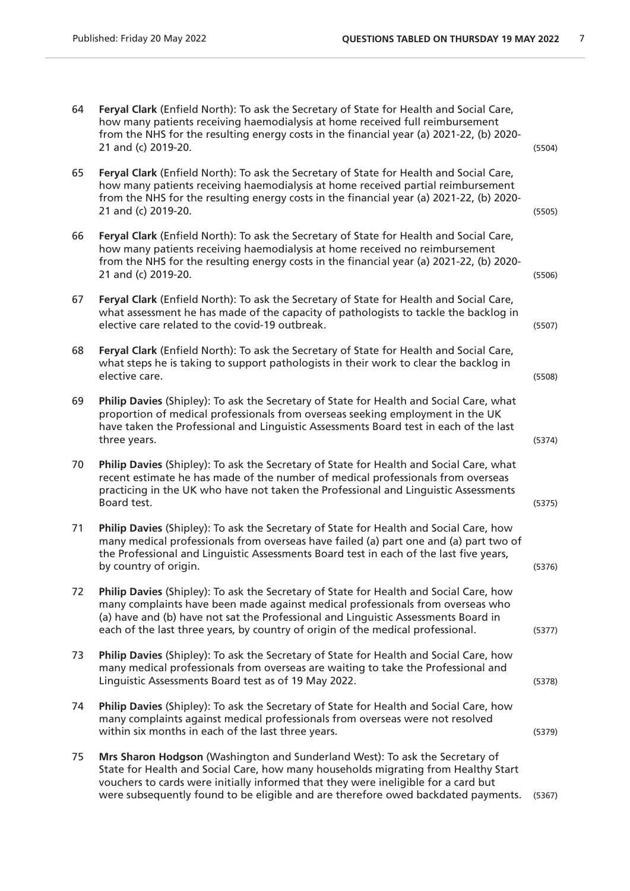64 **Feryal Clark** (Enfield North): To ask the Secretary of State for Health and Social Care, how many patients receiving haemodialysis at home received full reimbursement from the NHS for the resulting energy costs in the financial year (a) 2021-22, (b) 2020-21 and (c) 2019-20. (5504)

65 **Feryal Clark** (Enfield North): To ask the Secretary of State for Health and Social Care, how many patients receiving haemodialysis at home received partial reimbursement from the NHS for the resulting energy costs in the financial year (a) 2021-22, (b) 2020-21 and (c) 2019-20. (5505)

66 **Feryal Clark** (Enfield North): To ask the Secretary of State for Health and Social Care, how many patients receiving haemodialysis at home received no reimbursement from the NHS for the resulting energy costs in the financial year (a) 2021-22, (b) 2020-21 and (c) 2019-20. (5506)

67 **Feryal Clark** (Enfield North): To ask the Secretary of State for Health and Social Care, what assessment he has made of the capacity of pathologists to tackle the backlog in elective care related to the covid-19 outbreak. (5507)

68 **Feryal Clark** (Enfield North): To ask the Secretary of State for Health and Social Care, what steps he is taking to support pathologists in their work to clear the backlog in elective care. (5508)

69 **Philip Davies** (Shipley): To ask the Secretary of State for Health and Social Care, what proportion of medical professionals from overseas seeking employment in the UK have taken the Professional and Linguistic Assessments Board test in each of the last three years. (5374)

70 **Philip Davies** (Shipley): To ask the Secretary of State for Health and Social Care, what recent estimate he has made of the number of medical professionals from overseas practicing in the UK who have not taken the Professional and Linguistic Assessments Board test. (5375)

71 **Philip Davies** (Shipley): To ask the Secretary of State for Health and Social Care, how many medical professionals from overseas have failed (a) part one and (a) part two of the Professional and Linguistic Assessments Board test in each of the last five years, by country of origin. (5376)

72 **Philip Davies** (Shipley): To ask the Secretary of State for Health and Social Care, how many complaints have been made against medical professionals from overseas who (a) have and (b) have not sat the Professional and Linguistic Assessments Board in each of the last three years, by country of origin of the medical professional. (5377)

73 **Philip Davies** (Shipley): To ask the Secretary of State for Health and Social Care, how many medical professionals from overseas are waiting to take the Professional and Linguistic Assessments Board test as of 19 May 2022. (5378)

74 **Philip Davies** (Shipley): To ask the Secretary of State for Health and Social Care, how many complaints against medical professionals from overseas were not resolved within six months in each of the last three years. (5379)

75 **Mrs Sharon Hodgson** (Washington and Sunderland West): To ask the Secretary of State for Health and Social Care, how many households migrating from Healthy Start vouchers to cards were initially informed that they were ineligible for a card but were subsequently found to be eligible and are therefore owed backdated payments. (5367)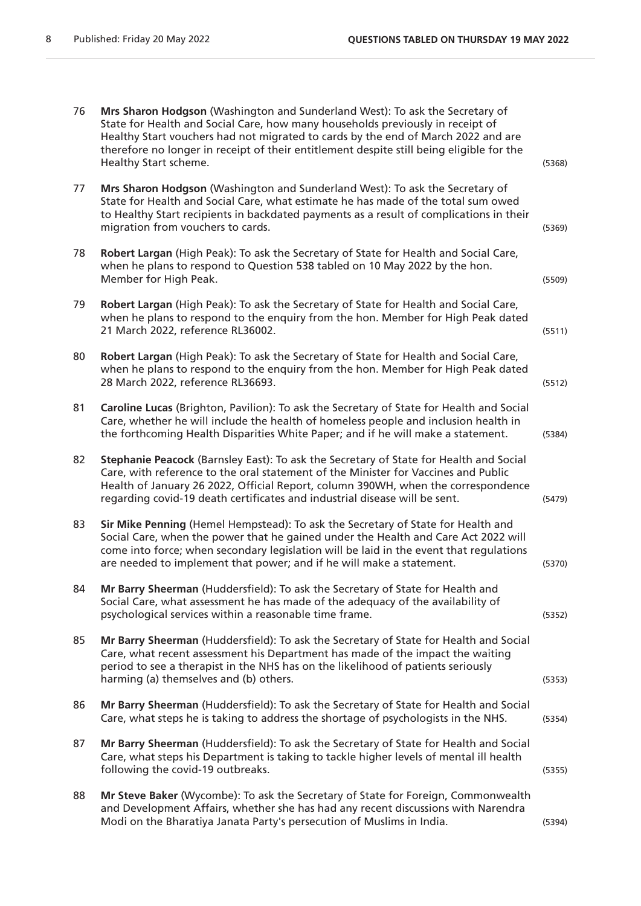76 **Mrs Sharon Hodgson** (Washington and Sunderland West): To ask the Secretary of State for Health and Social Care, how many households previously in receipt of Healthy Start vouchers had not migrated to cards by the end of March 2022 and are therefore no longer in receipt of their entitlement despite still being eligible for the Healthy Start scheme. (5368)

77 **Mrs Sharon Hodgson** (Washington and Sunderland West): To ask the Secretary of State for Health and Social Care, what estimate he has made of the total sum owed to Healthy Start recipients in backdated payments as a result of complications in their migration from vouchers to cards. (5369)

78 **Robert Largan** (High Peak): To ask the Secretary of State for Health and Social Care, when he plans to respond to Question 538 tabled on 10 May 2022 by the hon. Member for High Peak. (5509)

79 **Robert Largan** (High Peak): To ask the Secretary of State for Health and Social Care, when he plans to respond to the enquiry from the hon. Member for High Peak dated 21 March 2022, reference RL36002. (5511)

80 **Robert Largan** (High Peak): To ask the Secretary of State for Health and Social Care, when he plans to respond to the enquiry from the hon. Member for High Peak dated 28 March 2022, reference RL36693. (5512)

81 **Caroline Lucas** (Brighton, Pavilion): To ask the Secretary of State for Health and Social Care, whether he will include the health of homeless people and inclusion health in the forthcoming Health Disparities White Paper; and if he will make a statement. (5384)

82 **Stephanie Peacock** (Barnsley East): To ask the Secretary of State for Health and Social Care, with reference to the oral statement of the Minister for Vaccines and Public Health of January 26 2022, Official Report, column 390WH, when the correspondence regarding covid-19 death certificates and industrial disease will be sent. (5479)

83 **Sir Mike Penning** (Hemel Hempstead): To ask the Secretary of State for Health and Social Care, when the power that he gained under the Health and Care Act 2022 will come into force; when secondary legislation will be laid in the event that regulations are needed to implement that power; and if he will make a statement. (5370)

84 **Mr Barry Sheerman** (Huddersfield): To ask the Secretary of State for Health and Social Care, what assessment he has made of the adequacy of the availability of psychological services within a reasonable time frame. (5352)

85 **Mr Barry Sheerman** (Huddersfield): To ask the Secretary of State for Health and Social Care, what recent assessment his Department has made of the impact the waiting period to see a therapist in the NHS has on the likelihood of patients seriously harming (a) themselves and (b) others. (5353)

86 **Mr Barry Sheerman** (Huddersfield): To ask the Secretary of State for Health and Social Care, what steps he is taking to address the shortage of psychologists in the NHS. (5354)

87 **Mr Barry Sheerman** (Huddersfield): To ask the Secretary of State for Health and Social Care, what steps his Department is taking to tackle higher levels of mental ill health following the covid-19 outbreaks. (5355)

88 **Mr Steve Baker** (Wycombe): To ask the Secretary of State for Foreign, Commonwealth and Development Affairs, whether she has had any recent discussions with Narendra Modi on the Bharatiya Janata Party's persecution of Muslims in India. (5394)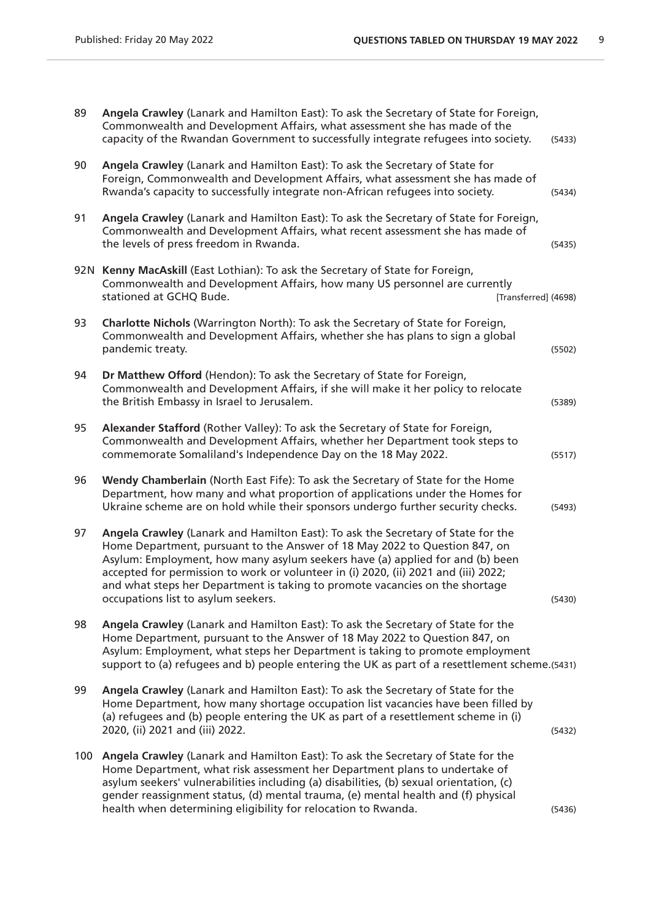89 **Angela Crawley** (Lanark and Hamilton East): To ask the Secretary of State for Foreign, Commonwealth and Development Affairs, what assessment she has made of the capacity of the Rwandan Government to successfully integrate refugees into society. (5433)

90 **Angela Crawley** (Lanark and Hamilton East): To ask the Secretary of State for Foreign, Commonwealth and Development Affairs, what assessment she has made of Rwanda's capacity to successfully integrate non-African refugees into society. (5434)

91 **Angela Crawley** (Lanark and Hamilton East): To ask the Secretary of State for Foreign, Commonwealth and Development Affairs, what recent assessment she has made of the levels of press freedom in Rwanda. (5435)

92N **Kenny MacAskill** (East Lothian): To ask the Secretary of State for Foreign, Commonwealth and Development Affairs, how many US personnel are currently stationed at GCHQ Bude. [Transferred] (4698)

93 **Charlotte Nichols** (Warrington North): To ask the Secretary of State for Foreign, Commonwealth and Development Affairs, whether she has plans to sign a global pandemic treaty. (5502)

94 **Dr Matthew Offord** (Hendon): To ask the Secretary of State for Foreign, Commonwealth and Development Affairs, if she will make it her policy to relocate the British Embassy in Israel to Jerusalem. (5389)

95 **Alexander Stafford** (Rother Valley): To ask the Secretary of State for Foreign, Commonwealth and Development Affairs, whether her Department took steps to commemorate Somaliland's Independence Day on the 18 May 2022. (5517)

96 **Wendy Chamberlain** (North East Fife): To ask the Secretary of State for the Home Department, how many and what proportion of applications under the Homes for Ukraine scheme are on hold while their sponsors undergo further security checks. (5493)

97 **Angela Crawley** (Lanark and Hamilton East): To ask the Secretary of State for the Home Department, pursuant to the Answer of 18 May 2022 to Question 847, on Asylum: Employment, how many asylum seekers have (a) applied for and (b) been accepted for permission to work or volunteer in (i) 2020, (ii) 2021 and (iii) 2022; and what steps her Department is taking to promote vacancies on the shortage occupations list to asylum seekers. (5430)

98 **Angela Crawley** (Lanark and Hamilton East): To ask the Secretary of State for the Home Department, pursuant to the Answer of 18 May 2022 to Question 847, on Asylum: Employment, what steps her Department is taking to promote employment support to (a) refugees and b) people entering the UK as part of a resettlement scheme. (5431)

99 **Angela Crawley** (Lanark and Hamilton East): To ask the Secretary of State for the Home Department, how many shortage occupation list vacancies have been filled by (a) refugees and (b) people entering the UK as part of a resettlement scheme in (i) 2020, (ii) 2021 and (iii) 2022. (5432)

100 **Angela Crawley** (Lanark and Hamilton East): To ask the Secretary of State for the Home Department, what risk assessment her Department plans to undertake of asylum seekers' vulnerabilities including (a) disabilities, (b) sexual orientation, (c) gender reassignment status, (d) mental trauma, (e) mental health and (f) physical health when determining eligibility for relocation to Rwanda. (5436)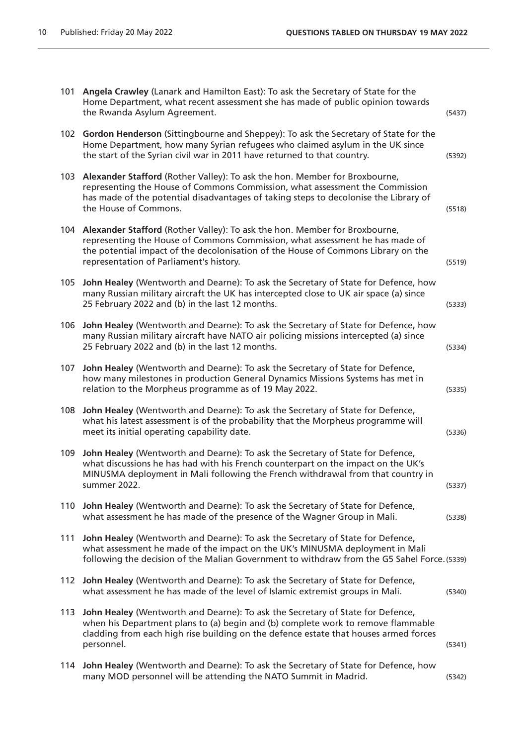101 **Angela Crawley** (Lanark and Hamilton East): To ask the Secretary of State for the Home Department, what recent assessment she has made of public opinion towards the Rwanda Asylum Agreement. (5437)

102 **Gordon Henderson** (Sittingbourne and Sheppey): To ask the Secretary of State for the Home Department, how many Syrian refugees who claimed asylum in the UK since the start of the Syrian civil war in 2011 have returned to that country. (5392)

103 **Alexander Stafford** (Rother Valley): To ask the hon. Member for Broxbourne, representing the House of Commons Commission, what assessment the Commission has made of the potential disadvantages of taking steps to decolonise the Library of the House of Commons. (5518)

104 **Alexander Stafford** (Rother Valley): To ask the hon. Member for Broxbourne, representing the House of Commons Commission, what assessment he has made of the potential impact of the decolonisation of the House of Commons Library on the representation of Parliament's history. (5519)

105 **John Healey** (Wentworth and Dearne): To ask the Secretary of State for Defence, how many Russian military aircraft the UK has intercepted close to UK air space (a) since 25 February 2022 and (b) in the last 12 months. (5333)

106 **John Healey** (Wentworth and Dearne): To ask the Secretary of State for Defence, how many Russian military aircraft have NATO air policing missions intercepted (a) since 25 February 2022 and (b) in the last 12 months. (5334)

107 **John Healey** (Wentworth and Dearne): To ask the Secretary of State for Defence, how many milestones in production General Dynamics Missions Systems has met in relation to the Morpheus programme as of 19 May 2022. (5335)

108 **John Healey** (Wentworth and Dearne): To ask the Secretary of State for Defence, what his latest assessment is of the probability that the Morpheus programme will meet its initial operating capability date. (5336)

109 **John Healey** (Wentworth and Dearne): To ask the Secretary of State for Defence, what discussions he has had with his French counterpart on the impact on the UK's MINUSMA deployment in Mali following the French withdrawal from that country in summer 2022. (5337)

110 **John Healey** (Wentworth and Dearne): To ask the Secretary of State for Defence, what assessment he has made of the presence of the Wagner Group in Mali. (5338)

111 **John Healey** (Wentworth and Dearne): To ask the Secretary of State for Defence, what assessment he made of the impact on the UK's MINUSMA deployment in Mali following the decision of the Malian Government to withdraw from the G5 Sahel Force. (5339)

112 **John Healey** (Wentworth and Dearne): To ask the Secretary of State for Defence, what assessment he has made of the level of Islamic extremist groups in Mali. (5340)

113 **John Healey** (Wentworth and Dearne): To ask the Secretary of State for Defence, when his Department plans to (a) begin and (b) complete work to remove flammable cladding from each high rise building on the defence estate that houses armed forces personnel. (5341)

114 **John Healey** (Wentworth and Dearne): To ask the Secretary of State for Defence, how many MOD personnel will be attending the NATO Summit in Madrid. (5342)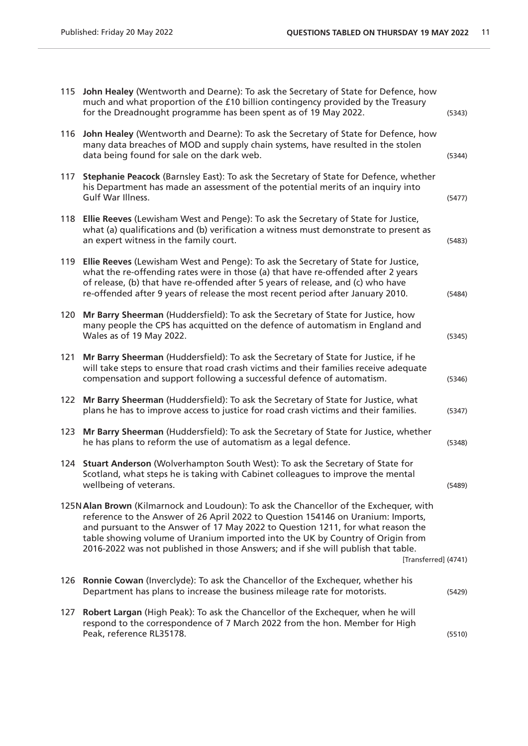115 **John Healey** (Wentworth and Dearne): To ask the Secretary of State for Defence, how much and what proportion of the £10 billion contingency provided by the Treasury for the Dreadnought programme has been spent as of 19 May 2022. (5343)

116 **John Healey** (Wentworth and Dearne): To ask the Secretary of State for Defence, how many data breaches of MOD and supply chain systems, have resulted in the stolen data being found for sale on the dark web. (5344)

117 **Stephanie Peacock** (Barnsley East): To ask the Secretary of State for Defence, whether his Department has made an assessment of the potential merits of an inquiry into Gulf War Illness. (5477)

118 **Ellie Reeves** (Lewisham West and Penge): To ask the Secretary of State for Justice, what (a) qualifications and (b) verification a witness must demonstrate to present as an expert witness in the family court. (5483)

119 **Ellie Reeves** (Lewisham West and Penge): To ask the Secretary of State for Justice, what the re-offending rates were in those (a) that have re-offended after 2 years of release, (b) that have re-offended after 5 years of release, and (c) who have re-offended after 9 years of release the most recent period after January 2010. (5484)

120 **Mr Barry Sheerman** (Huddersfield): To ask the Secretary of State for Justice, how many people the CPS has acquitted on the defence of automatism in England and Wales as of 19 May 2022. (5345)

121 **Mr Barry Sheerman** (Huddersfield): To ask the Secretary of State for Justice, if he will take steps to ensure that road crash victims and their families receive adequate compensation and support following a successful defence of automatism. (5346)

122 **Mr Barry Sheerman** (Huddersfield): To ask the Secretary of State for Justice, what plans he has to improve access to justice for road crash victims and their families. (5347)

123 **Mr Barry Sheerman** (Huddersfield): To ask the Secretary of State for Justice, whether he has plans to reform the use of automatism as a legal defence. (5348)

124 **Stuart Anderson** (Wolverhampton South West): To ask the Secretary of State for Scotland, what steps he is taking with Cabinet colleagues to improve the mental wellbeing of veterans. (5489)

125N **Alan Brown** (Kilmarnock and Loudoun): To ask the Chancellor of the Exchequer, with reference to the Answer of 26 April 2022 to Question 154146 on Uranium: Imports, and pursuant to the Answer of 17 May 2022 to Question 1211, for what reason the table showing volume of Uranium imported into the UK by Country of Origin from 2016-2022 was not published in those Answers; and if she will publish that table. [Transferred] (4741)

126 **Ronnie Cowan** (Inverclyde): To ask the Chancellor of the Exchequer, whether his Department has plans to increase the business mileage rate for motorists. (5429)

127 **Robert Largan** (High Peak): To ask the Chancellor of the Exchequer, when he will respond to the correspondence of 7 March 2022 from the hon. Member for High Peak, reference RL35178. (5510)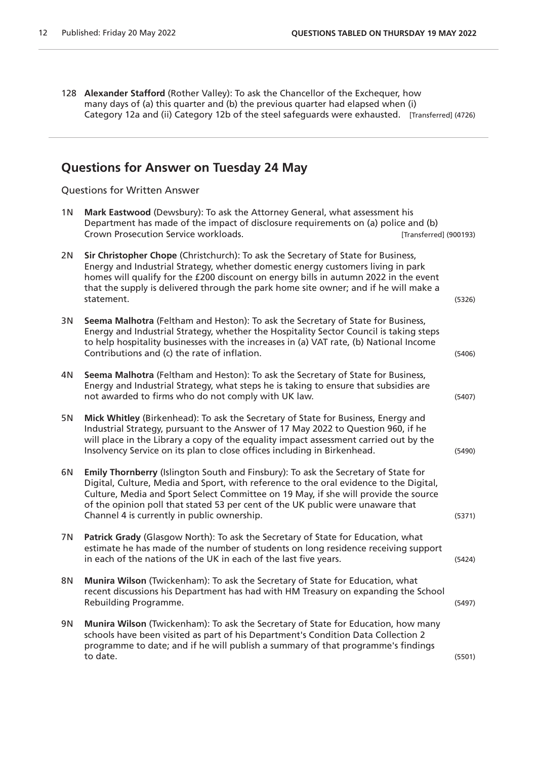128 **Alexander Stafford** (Rother Valley): To ask the Chancellor of the Exchequer, how many days of (a) this quarter and (b) the previous quarter had elapsed when (i) Category 12a and (ii) Category 12b of the steel safeguards were exhausted. [Transferred] (4726)

## Questions for Answer on Tuesday 24 May

Questions for Written Answer

1N **Mark Eastwood** (Dewsbury): To ask the Attorney General, what assessment his Department has made of the impact of disclosure requirements on (a) police and (b) Crown Prosecution Service workloads. [Transferred] (900193)

2N **Sir Christopher Chope** (Christchurch): To ask the Secretary of State for Business, Energy and Industrial Strategy, whether domestic energy customers living in park homes will qualify for the £200 discount on energy bills in autumn 2022 in the event that the supply is delivered through the park home site owner; and if he will make a statement. (5326)

3N **Seema Malhotra** (Feltham and Heston): To ask the Secretary of State for Business, Energy and Industrial Strategy, whether the Hospitality Sector Council is taking steps to help hospitality businesses with the increases in (a) VAT rate, (b) National Income Contributions and (c) the rate of inflation. (5406)

4N **Seema Malhotra** (Feltham and Heston): To ask the Secretary of State for Business, Energy and Industrial Strategy, what steps he is taking to ensure that subsidies are not awarded to firms who do not comply with UK law. (5407)

5N **Mick Whitley** (Birkenhead): To ask the Secretary of State for Business, Energy and Industrial Strategy, pursuant to the Answer of 17 May 2022 to Question 960, if he will place in the Library a copy of the equality impact assessment carried out by the Insolvency Service on its plan to close offices including in Birkenhead. (5490)

6N **Emily Thornberry** (Islington South and Finsbury): To ask the Secretary of State for Digital, Culture, Media and Sport, with reference to the oral evidence to the Digital, Culture, Media and Sport Select Committee on 19 May, if she will provide the source of the opinion poll that stated 53 per cent of the UK public were unaware that Channel 4 is currently in public ownership. (5371)

7N **Patrick Grady** (Glasgow North): To ask the Secretary of State for Education, what estimate he has made of the number of students on long residence receiving support in each of the nations of the UK in each of the last five years. (5424)

8N **Munira Wilson** (Twickenham): To ask the Secretary of State for Education, what recent discussions his Department has had with HM Treasury on expanding the School Rebuilding Programme. (5497)

9N **Munira Wilson** (Twickenham): To ask the Secretary of State for Education, how many schools have been visited as part of his Department's Condition Data Collection 2 programme to date; and if he will publish a summary of that programme's findings to date. (5501)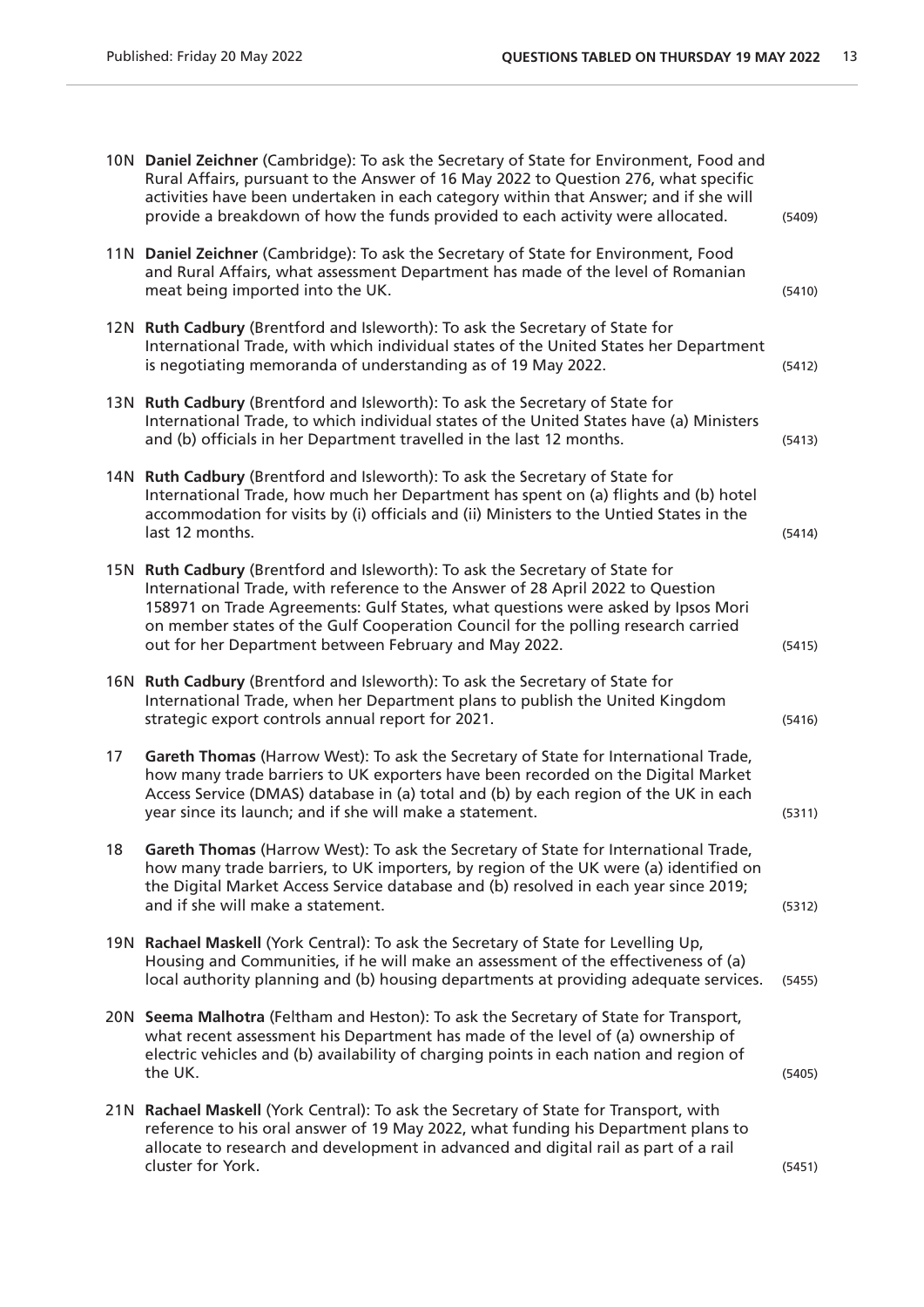10N **Daniel Zeichner** (Cambridge): To ask the Secretary of State for Environment, Food and Rural Affairs, pursuant to the Answer of 16 May 2022 to Question 276, what specific activities have been undertaken in each category within that Answer; and if she will provide a breakdown of how the funds provided to each activity were allocated. (5409)

11N **Daniel Zeichner** (Cambridge): To ask the Secretary of State for Environment, Food and Rural Affairs, what assessment Department has made of the level of Romanian meat being imported into the UK. (5410)

12N **Ruth Cadbury** (Brentford and Isleworth): To ask the Secretary of State for International Trade, with which individual states of the United States her Department is negotiating memoranda of understanding as of 19 May 2022. (5412)

13N **Ruth Cadbury** (Brentford and Isleworth): To ask the Secretary of State for International Trade, to which individual states of the United States have (a) Ministers and (b) officials in her Department travelled in the last 12 months. (5413)

14N **Ruth Cadbury** (Brentford and Isleworth): To ask the Secretary of State for International Trade, how much her Department has spent on (a) flights and (b) hotel accommodation for visits by (i) officials and (ii) Ministers to the Untied States in the last 12 months. (5414)

15N **Ruth Cadbury** (Brentford and Isleworth): To ask the Secretary of State for International Trade, with reference to the Answer of 28 April 2022 to Question 158971 on Trade Agreements: Gulf States, what questions were asked by Ipsos Mori on member states of the Gulf Cooperation Council for the polling research carried out for her Department between February and May 2022. (5415)

16N **Ruth Cadbury** (Brentford and Isleworth): To ask the Secretary of State for International Trade, when her Department plans to publish the United Kingdom strategic export controls annual report for 2021. (5416)

17 **Gareth Thomas** (Harrow West): To ask the Secretary of State for International Trade, how many trade barriers to UK exporters have been recorded on the Digital Market Access Service (DMAS) database in (a) total and (b) by each region of the UK in each year since its launch; and if she will make a statement. (5311)

18 **Gareth Thomas** (Harrow West): To ask the Secretary of State for International Trade, how many trade barriers, to UK importers, by region of the UK were (a) identified on the Digital Market Access Service database and (b) resolved in each year since 2019; and if she will make a statement. (5312)

19N **Rachael Maskell** (York Central): To ask the Secretary of State for Levelling Up, Housing and Communities, if he will make an assessment of the effectiveness of (a) local authority planning and (b) housing departments at providing adequate services. (5455)

20N **Seema Malhotra** (Feltham and Heston): To ask the Secretary of State for Transport, what recent assessment his Department has made of the level of (a) ownership of electric vehicles and (b) availability of charging points in each nation and region of the UK. (5405)

21N **Rachael Maskell** (York Central): To ask the Secretary of State for Transport, with reference to his oral answer of 19 May 2022, what funding his Department plans to allocate to research and development in advanced and digital rail as part of a rail cluster for York. (5451)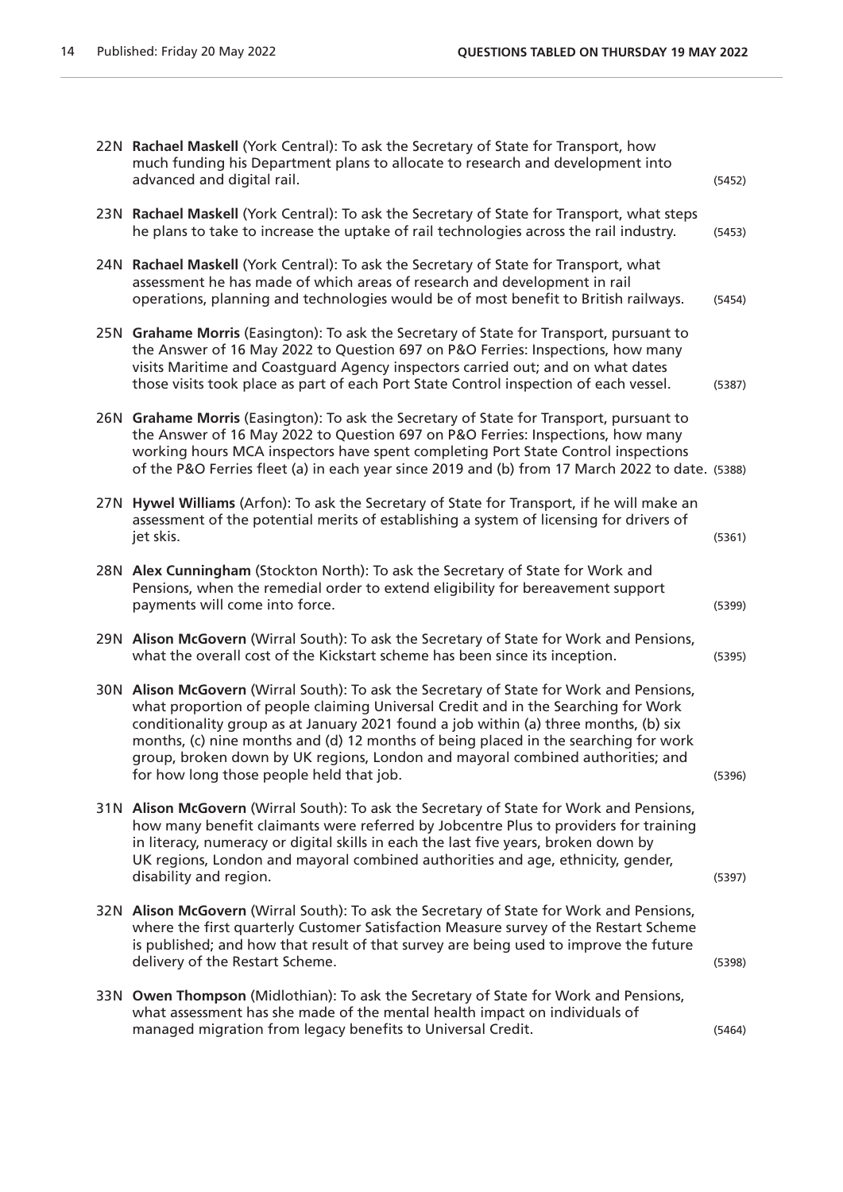22N **Rachael Maskell** (York Central): To ask the Secretary of State for Transport, how much funding his Department plans to allocate to research and development into advanced and digital rail. (5452)

23N **Rachael Maskell** (York Central): To ask the Secretary of State for Transport, what steps he plans to take to increase the uptake of rail technologies across the rail industry. (5453)

24N **Rachael Maskell** (York Central): To ask the Secretary of State for Transport, what assessment he has made of which areas of research and development in rail operations, planning and technologies would be of most benefit to British railways. (5454)

25N **Grahame Morris** (Easington): To ask the Secretary of State for Transport, pursuant to the Answer of 16 May 2022 to Question 697 on P&O Ferries: Inspections, how many visits Maritime and Coastguard Agency inspectors carried out; and on what dates those visits took place as part of each Port State Control inspection of each vessel. (5387)

26N **Grahame Morris** (Easington): To ask the Secretary of State for Transport, pursuant to the Answer of 16 May 2022 to Question 697 on P&O Ferries: Inspections, how many working hours MCA inspectors have spent completing Port State Control inspections of the P&O Ferries fleet (a) in each year since 2019 and (b) from 17 March 2022 to date. (5388)

27N **Hywel Williams** (Arfon): To ask the Secretary of State for Transport, if he will make an assessment of the potential merits of establishing a system of licensing for drivers of jet skis. (5361)

28N **Alex Cunningham** (Stockton North): To ask the Secretary of State for Work and Pensions, when the remedial order to extend eligibility for bereavement support payments will come into force. (5399)

29N **Alison McGovern** (Wirral South): To ask the Secretary of State for Work and Pensions, what the overall cost of the Kickstart scheme has been since its inception. (5395)

30N **Alison McGovern** (Wirral South): To ask the Secretary of State for Work and Pensions, what proportion of people claiming Universal Credit and in the Searching for Work conditionality group as at January 2021 found a job within (a) three months, (b) six months, (c) nine months and (d) 12 months of being placed in the searching for work group, broken down by UK regions, London and mayoral combined authorities; and for how long those people held that job. (5396)

31N **Alison McGovern** (Wirral South): To ask the Secretary of State for Work and Pensions, how many benefit claimants were referred by Jobcentre Plus to providers for training in literacy, numeracy or digital skills in each the last five years, broken down by UK regions, London and mayoral combined authorities and age, ethnicity, gender, disability and region. (5397)

32N **Alison McGovern** (Wirral South): To ask the Secretary of State for Work and Pensions, where the first quarterly Customer Satisfaction Measure survey of the Restart Scheme is published; and how that result of that survey are being used to improve the future delivery of the Restart Scheme. (5398)

33N **Owen Thompson** (Midlothian): To ask the Secretary of State for Work and Pensions, what assessment has she made of the mental health impact on individuals of managed migration from legacy benefits to Universal Credit. (5464)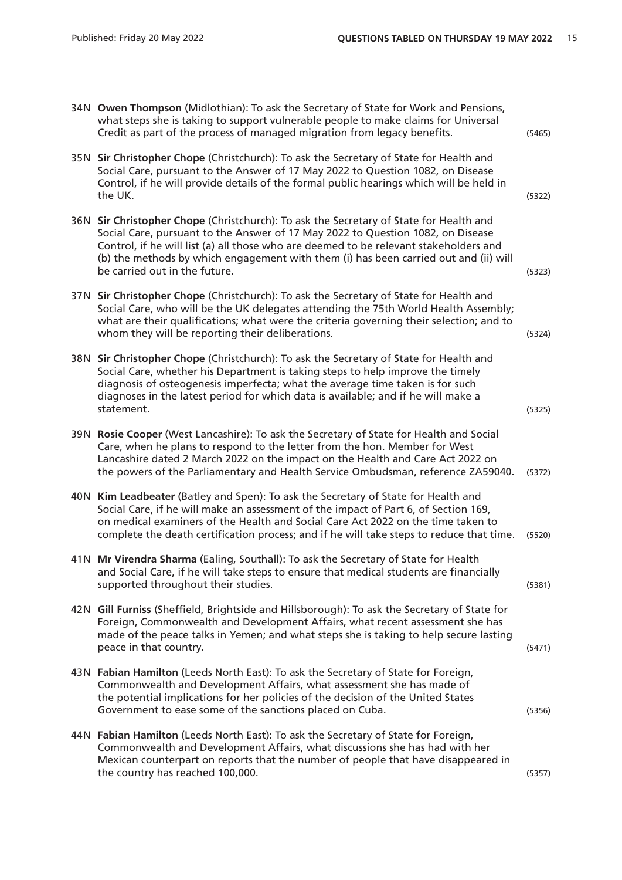34N **Owen Thompson** (Midlothian): To ask the Secretary of State for Work and Pensions, what steps she is taking to support vulnerable people to make claims for Universal Credit as part of the process of managed migration from legacy benefits. (5465)

35N **Sir Christopher Chope** (Christchurch): To ask the Secretary of State for Health and Social Care, pursuant to the Answer of 17 May 2022 to Question 1082, on Disease Control, if he will provide details of the formal public hearings which will be held in the UK. (5322)

36N **Sir Christopher Chope** (Christchurch): To ask the Secretary of State for Health and Social Care, pursuant to the Answer of 17 May 2022 to Question 1082, on Disease Control, if he will list (a) all those who are deemed to be relevant stakeholders and (b) the methods by which engagement with them (i) has been carried out and (ii) will be carried out in the future. (5323)

37N **Sir Christopher Chope** (Christchurch): To ask the Secretary of State for Health and Social Care, who will be the UK delegates attending the 75th World Health Assembly; what are their qualifications; what were the criteria governing their selection; and to whom they will be reporting their deliberations. (5324)

38N **Sir Christopher Chope** (Christchurch): To ask the Secretary of State for Health and Social Care, whether his Department is taking steps to help improve the timely diagnosis of osteogenesis imperfecta; what the average time taken is for such diagnoses in the latest period for which data is available; and if he will make a statement. (5325)

39N **Rosie Cooper** (West Lancashire): To ask the Secretary of State for Health and Social Care, when he plans to respond to the letter from the hon. Member for West Lancashire dated 2 March 2022 on the impact on the Health and Care Act 2022 on the powers of the Parliamentary and Health Service Ombudsman, reference ZA59040. (5372)

40N **Kim Leadbeater** (Batley and Spen): To ask the Secretary of State for Health and Social Care, if he will make an assessment of the impact of Part 6, of Section 169, on medical examiners of the Health and Social Care Act 2022 on the time taken to complete the death certification process; and if he will take steps to reduce that time. (5520)

41N **Mr Virendra Sharma** (Ealing, Southall): To ask the Secretary of State for Health and Social Care, if he will take steps to ensure that medical students are financially supported throughout their studies. (5381)

42N **Gill Furniss** (Sheffield, Brightside and Hillsborough): To ask the Secretary of State for Foreign, Commonwealth and Development Affairs, what recent assessment she has made of the peace talks in Yemen; and what steps she is taking to help secure lasting peace in that country. (5471)

43N **Fabian Hamilton** (Leeds North East): To ask the Secretary of State for Foreign, Commonwealth and Development Affairs, what assessment she has made of the potential implications for her policies of the decision of the United States Government to ease some of the sanctions placed on Cuba. (5356)

44N **Fabian Hamilton** (Leeds North East): To ask the Secretary of State for Foreign, Commonwealth and Development Affairs, what discussions she has had with her Mexican counterpart on reports that the number of people that have disappeared in the country has reached 100,000. (5357)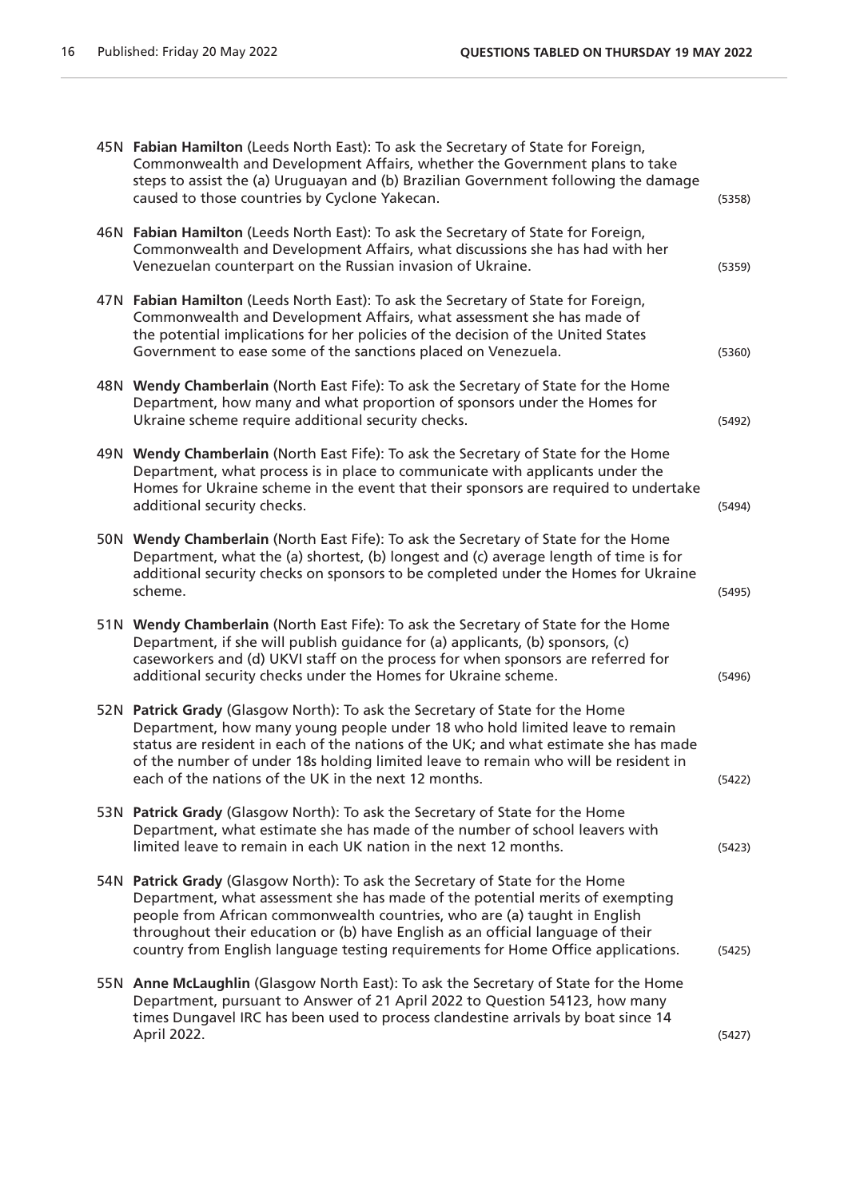45N **Fabian Hamilton** (Leeds North East): To ask the Secretary of State for Foreign, Commonwealth and Development Affairs, whether the Government plans to take steps to assist the (a) Uruguayan and (b) Brazilian Government following the damage caused to those countries by Cyclone Yakecan. (5358)

46N **Fabian Hamilton** (Leeds North East): To ask the Secretary of State for Foreign, Commonwealth and Development Affairs, what discussions she has had with her Venezuelan counterpart on the Russian invasion of Ukraine. (5359)

47N **Fabian Hamilton** (Leeds North East): To ask the Secretary of State for Foreign, Commonwealth and Development Affairs, what assessment she has made of the potential implications for her policies of the decision of the United States Government to ease some of the sanctions placed on Venezuela. (5360)

48N **Wendy Chamberlain** (North East Fife): To ask the Secretary of State for the Home Department, how many and what proportion of sponsors under the Homes for Ukraine scheme require additional security checks. (5492)

49N **Wendy Chamberlain** (North East Fife): To ask the Secretary of State for the Home Department, what process is in place to communicate with applicants under the Homes for Ukraine scheme in the event that their sponsors are required to undertake additional security checks. (5494)

50N **Wendy Chamberlain** (North East Fife): To ask the Secretary of State for the Home Department, what the (a) shortest, (b) longest and (c) average length of time is for additional security checks on sponsors to be completed under the Homes for Ukraine scheme. (5495)

51N **Wendy Chamberlain** (North East Fife): To ask the Secretary of State for the Home Department, if she will publish guidance for (a) applicants, (b) sponsors, (c) caseworkers and (d) UKVI staff on the process for when sponsors are referred for additional security checks under the Homes for Ukraine scheme. (5496)

52N **Patrick Grady** (Glasgow North): To ask the Secretary of State for the Home Department, how many young people under 18 who hold limited leave to remain status are resident in each of the nations of the UK; and what estimate she has made of the number of under 18s holding limited leave to remain who will be resident in each of the nations of the UK in the next 12 months. (5422)

53N **Patrick Grady** (Glasgow North): To ask the Secretary of State for the Home Department, what estimate she has made of the number of school leavers with limited leave to remain in each UK nation in the next 12 months. (5423)

54N **Patrick Grady** (Glasgow North): To ask the Secretary of State for the Home Department, what assessment she has made of the potential merits of exempting people from African commonwealth countries, who are (a) taught in English throughout their education or (b) have English as an official language of their country from English language testing requirements for Home Office applications. (5425)

55N **Anne McLaughlin** (Glasgow North East): To ask the Secretary of State for the Home Department, pursuant to Answer of 21 April 2022 to Question 54123, how many times Dungavel IRC has been used to process clandestine arrivals by boat since 14 April 2022. (5427)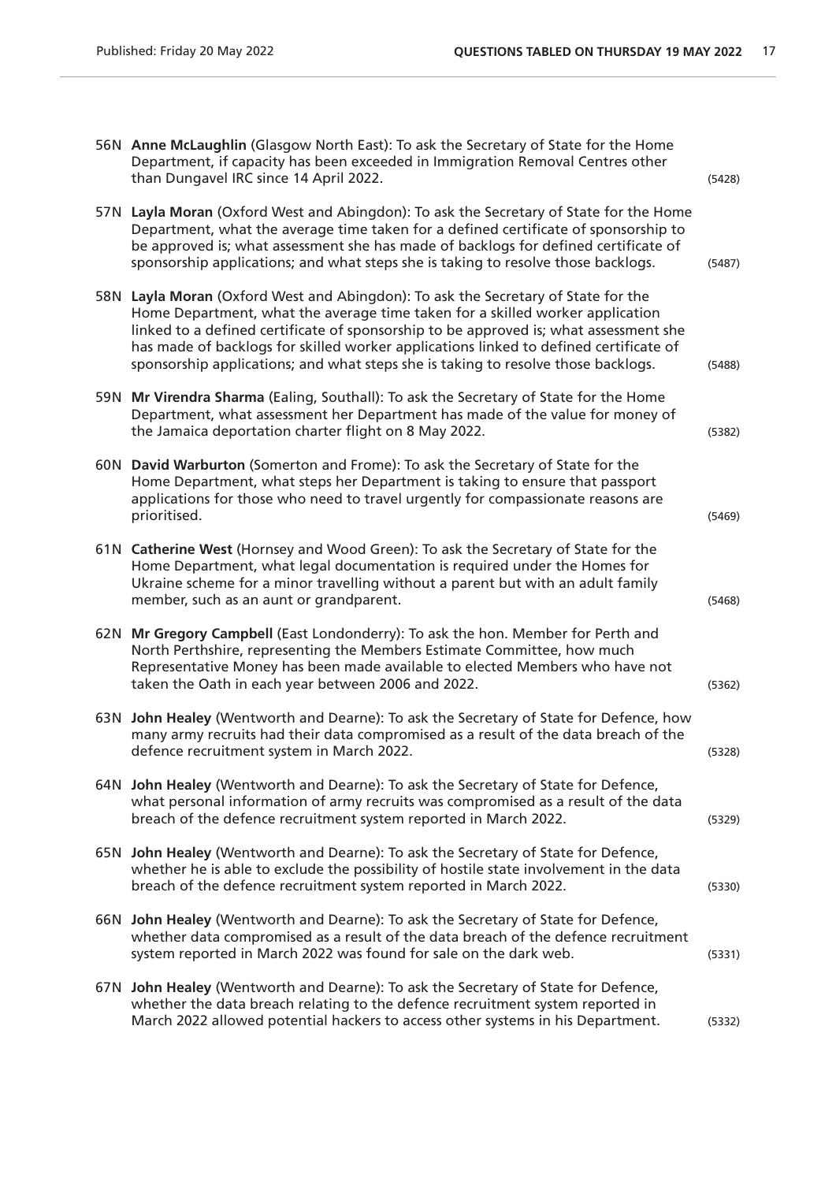56N **Anne McLaughlin** (Glasgow North East): To ask the Secretary of State for the Home Department, if capacity has been exceeded in Immigration Removal Centres other than Dungavel IRC since 14 April 2022. (5428)

57N **Layla Moran** (Oxford West and Abingdon): To ask the Secretary of State for the Home Department, what the average time taken for a defined certificate of sponsorship to be approved is; what assessment she has made of backlogs for defined certificate of sponsorship applications; and what steps she is taking to resolve those backlogs. (5487)

58N **Layla Moran** (Oxford West and Abingdon): To ask the Secretary of State for the Home Department, what the average time taken for a skilled worker application linked to a defined certificate of sponsorship to be approved is; what assessment she has made of backlogs for skilled worker applications linked to defined certificate of sponsorship applications; and what steps she is taking to resolve those backlogs. (5488)

59N **Mr Virendra Sharma** (Ealing, Southall): To ask the Secretary of State for the Home Department, what assessment her Department has made of the value for money of the Jamaica deportation charter flight on 8 May 2022. (5382)

60N **David Warburton** (Somerton and Frome): To ask the Secretary of State for the Home Department, what steps her Department is taking to ensure that passport applications for those who need to travel urgently for compassionate reasons are prioritised. (5469)

61N **Catherine West** (Hornsey and Wood Green): To ask the Secretary of State for the Home Department, what legal documentation is required under the Homes for Ukraine scheme for a minor travelling without a parent but with an adult family member, such as an aunt or grandparent. (5468)

62N **Mr Gregory Campbell** (East Londonderry): To ask the hon. Member for Perth and North Perthshire, representing the Members Estimate Committee, how much Representative Money has been made available to elected Members who have not taken the Oath in each year between 2006 and 2022. (5362)

63N **John Healey** (Wentworth and Dearne): To ask the Secretary of State for Defence, how many army recruits had their data compromised as a result of the data breach of the defence recruitment system in March 2022. (5328)

64N **John Healey** (Wentworth and Dearne): To ask the Secretary of State for Defence, what personal information of army recruits was compromised as a result of the data breach of the defence recruitment system reported in March 2022. (5329)

65N **John Healey** (Wentworth and Dearne): To ask the Secretary of State for Defence, whether he is able to exclude the possibility of hostile state involvement in the data breach of the defence recruitment system reported in March 2022. (5330)

66N **John Healey** (Wentworth and Dearne): To ask the Secretary of State for Defence, whether data compromised as a result of the data breach of the defence recruitment system reported in March 2022 was found for sale on the dark web. (5331)

67N **John Healey** (Wentworth and Dearne): To ask the Secretary of State for Defence, whether the data breach relating to the defence recruitment system reported in March 2022 allowed potential hackers to access other systems in his Department. (5332)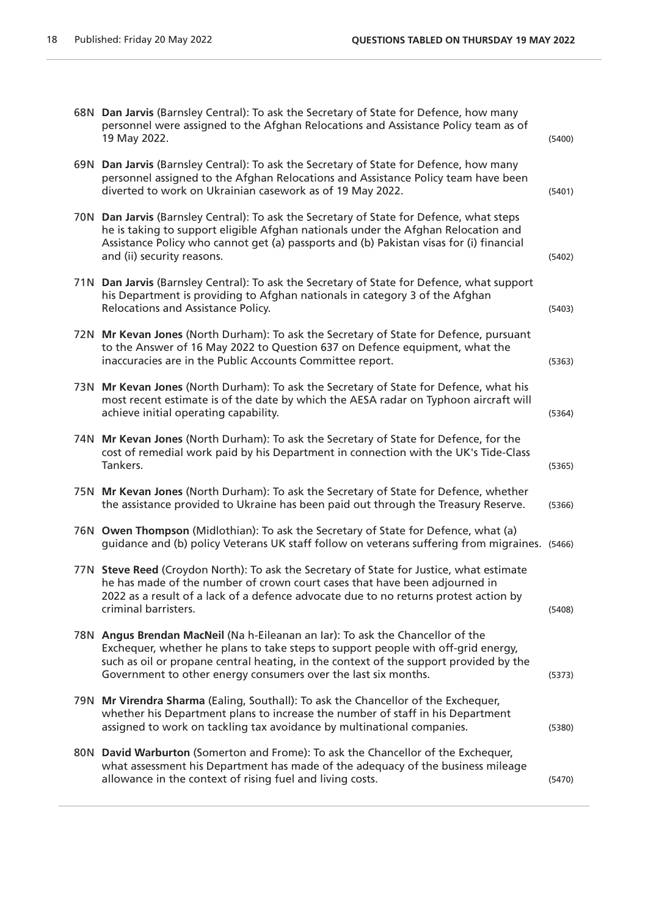68N **Dan Jarvis** (Barnsley Central): To ask the Secretary of State for Defence, how many personnel were assigned to the Afghan Relocations and Assistance Policy team as of 19 May 2022. (5400)

69N **Dan Jarvis** (Barnsley Central): To ask the Secretary of State for Defence, how many personnel assigned to the Afghan Relocations and Assistance Policy team have been diverted to work on Ukrainian casework as of 19 May 2022. (5401)

70N **Dan Jarvis** (Barnsley Central): To ask the Secretary of State for Defence, what steps he is taking to support eligible Afghan nationals under the Afghan Relocation and Assistance Policy who cannot get (a) passports and (b) Pakistan visas for (i) financial and (ii) security reasons. (5402)

71N **Dan Jarvis** (Barnsley Central): To ask the Secretary of State for Defence, what support his Department is providing to Afghan nationals in category 3 of the Afghan Relocations and Assistance Policy. (5403)

72N **Mr Kevan Jones** (North Durham): To ask the Secretary of State for Defence, pursuant to the Answer of 16 May 2022 to Question 637 on Defence equipment, what the inaccuracies are in the Public Accounts Committee report. (5363)

73N **Mr Kevan Jones** (North Durham): To ask the Secretary of State for Defence, what his most recent estimate is of the date by which the AESA radar on Typhoon aircraft will achieve initial operating capability. (5364)

74N **Mr Kevan Jones** (North Durham): To ask the Secretary of State for Defence, for the cost of remedial work paid by his Department in connection with the UK's Tide-Class Tankers. (5365)

75N **Mr Kevan Jones** (North Durham): To ask the Secretary of State for Defence, whether the assistance provided to Ukraine has been paid out through the Treasury Reserve. (5366)

76N **Owen Thompson** (Midlothian): To ask the Secretary of State for Defence, what (a) guidance and (b) policy Veterans UK staff follow on veterans suffering from migraines. (5466)

77N **Steve Reed** (Croydon North): To ask the Secretary of State for Justice, what estimate he has made of the number of crown court cases that have been adjourned in 2022 as a result of a lack of a defence advocate due to no returns protest action by criminal barristers. (5408)

78N **Angus Brendan MacNeil** (Na h-Eileanan an Iar): To ask the Chancellor of the Exchequer, whether he plans to take steps to support people with off-grid energy, such as oil or propane central heating, in the context of the support provided by the Government to other energy consumers over the last six months. (5373)

79N **Mr Virendra Sharma** (Ealing, Southall): To ask the Chancellor of the Exchequer, whether his Department plans to increase the number of staff in his Department assigned to work on tackling tax avoidance by multinational companies. (5380)

80N **David Warburton** (Somerton and Frome): To ask the Chancellor of the Exchequer, what assessment his Department has made of the adequacy of the business mileage allowance in the context of rising fuel and living costs. (5470)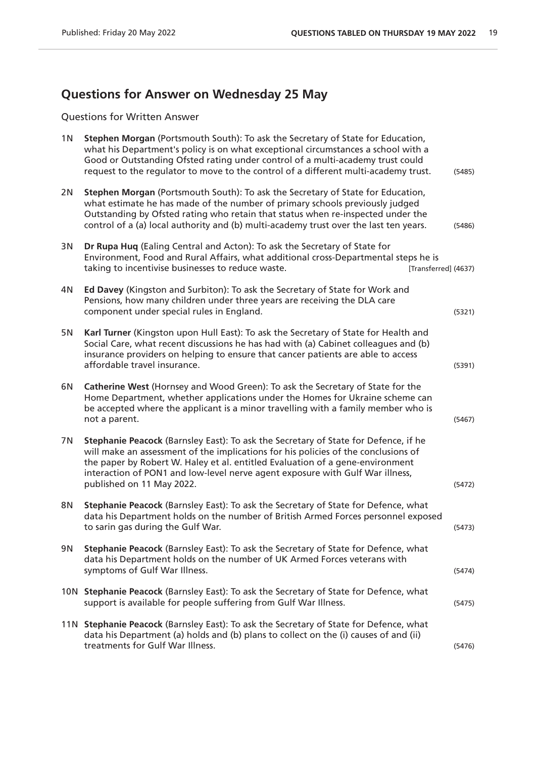## Questions for Answer on Wednesday 25 May

Questions for Written Answer

1N **Stephen Morgan** (Portsmouth South): To ask the Secretary of State for Education, what his Department's policy is on what exceptional circumstances a school with a Good or Outstanding Ofsted rating under control of a multi-academy trust could request to the regulator to move to the control of a different multi-academy trust. (5485)

2N **Stephen Morgan** (Portsmouth South): To ask the Secretary of State for Education, what estimate he has made of the number of primary schools previously judged Outstanding by Ofsted rating who retain that status when re-inspected under the control of a (a) local authority and (b) multi-academy trust over the last ten years. (5486)

3N **Dr Rupa Huq** (Ealing Central and Acton): To ask the Secretary of State for Environment, Food and Rural Affairs, what additional cross-Departmental steps he is taking to incentivise businesses to reduce waste. [Transferred] (4637)

4N **Ed Davey** (Kingston and Surbiton): To ask the Secretary of State for Work and Pensions, how many children under three years are receiving the DLA care component under special rules in England. (5321)

5N **Karl Turner** (Kingston upon Hull East): To ask the Secretary of State for Health and Social Care, what recent discussions he has had with (a) Cabinet colleagues and (b) insurance providers on helping to ensure that cancer patients are able to access affordable travel insurance. (5391)

6N **Catherine West** (Hornsey and Wood Green): To ask the Secretary of State for the Home Department, whether applications under the Homes for Ukraine scheme can be accepted where the applicant is a minor travelling with a family member who is not a parent. (5467)

7N **Stephanie Peacock** (Barnsley East): To ask the Secretary of State for Defence, if he will make an assessment of the implications for his policies of the conclusions of the paper by Robert W. Haley et al. entitled Evaluation of a gene-environment interaction of PON1 and low-level nerve agent exposure with Gulf War illness, published on 11 May 2022. (5472)

8N **Stephanie Peacock** (Barnsley East): To ask the Secretary of State for Defence, what data his Department holds on the number of British Armed Forces personnel exposed to sarin gas during the Gulf War. (5473)

9N **Stephanie Peacock** (Barnsley East): To ask the Secretary of State for Defence, what data his Department holds on the number of UK Armed Forces veterans with symptoms of Gulf War Illness. (5474)

10N **Stephanie Peacock** (Barnsley East): To ask the Secretary of State for Defence, what support is available for people suffering from Gulf War Illness. (5475)

11N **Stephanie Peacock** (Barnsley East): To ask the Secretary of State for Defence, what data his Department (a) holds and (b) plans to collect on the (i) causes of and (ii) treatments for Gulf War Illness. (5476)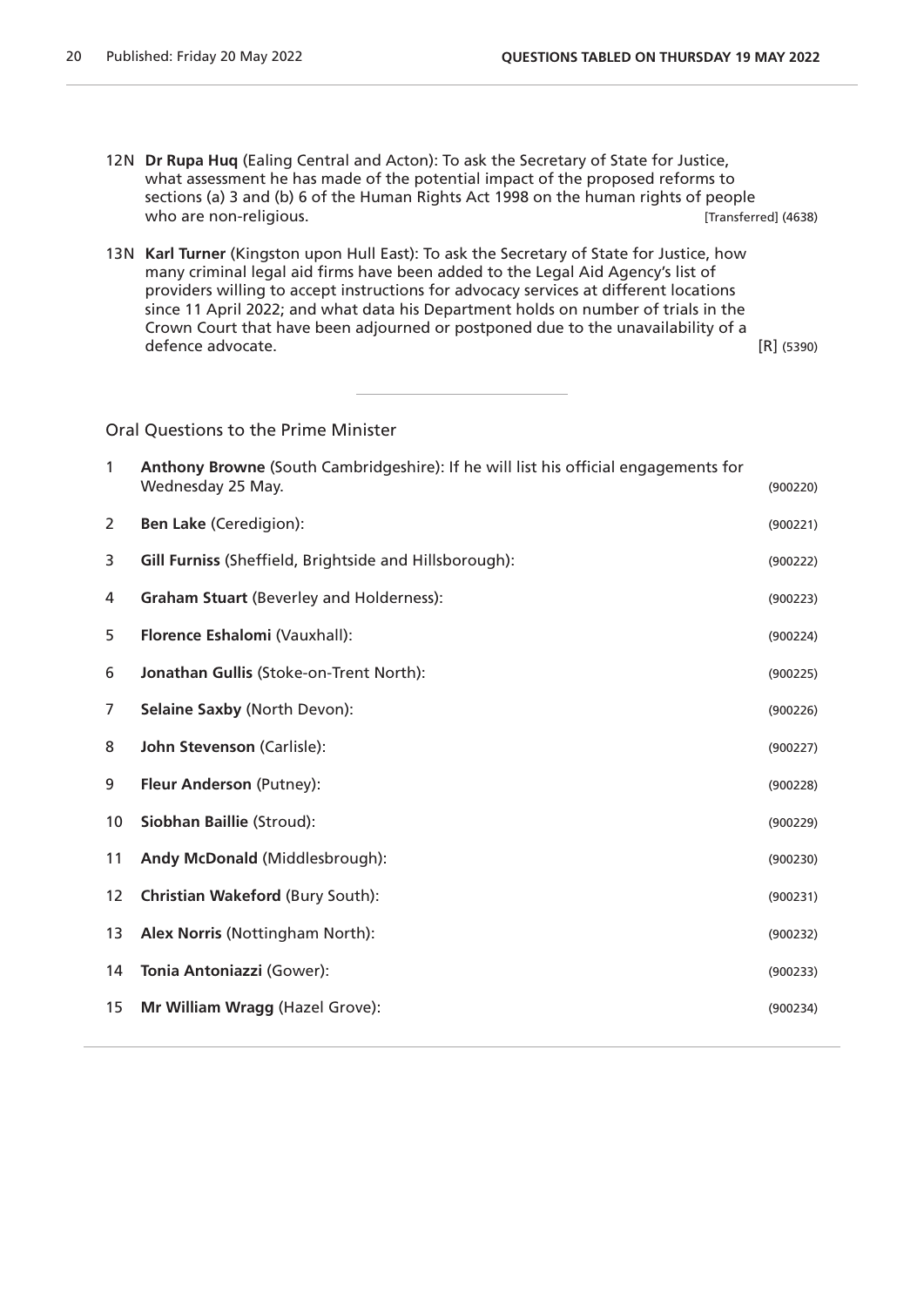12N **Dr Rupa Huq** (Ealing Central and Acton): To ask the Secretary of State for Justice, what assessment he has made of the potential impact of the proposed reforms to sections (a) 3 and (b) 6 of the Human Rights Act 1998 on the human rights of people who are non-religious. [Transferred] (4638)

13N **Karl Turner** (Kingston upon Hull East): To ask the Secretary of State for Justice, how many criminal legal aid firms have been added to the Legal Aid Agency's list of providers willing to accept instructions for advocacy services at different locations since 11 April 2022; and what data his Department holds on number of trials in the Crown Court that have been adjourned or postponed due to the unavailability of a defence advocate. [R] (5390)

---

## Oral Questions to the Prime Minister

1 **Anthony Browne** (South Cambridgeshire): If he will list his official engagements for Wednesday 25 May. (900220)

2 **Ben Lake** (Ceredigion): (900221)

3 **Gill Furniss** (Sheffield, Brightside and Hillsborough): (900222)

4 **Graham Stuart** (Beverley and Holderness): (900223)

5 **Florence Eshalomi** (Vauxhall): (900224)

6 **Jonathan Gullis** (Stoke-on-Trent North): (900225)

7 **Selaine Saxby** (North Devon): (900226)

8 **John Stevenson** (Carlisle): (900227)

9 **Fleur Anderson** (Putney): (900228)

10 **Siobhan Baillie** (Stroud): (900229)

11 **Andy McDonald** (Middlesbrough): (900230)

12 **Christian Wakeford** (Bury South): (900231)

13 **Alex Norris** (Nottingham North): (900232)

14 **Tonia Antoniazzi** (Gower): (900233)

15 **Mr William Wragg** (Hazel Grove): (900234)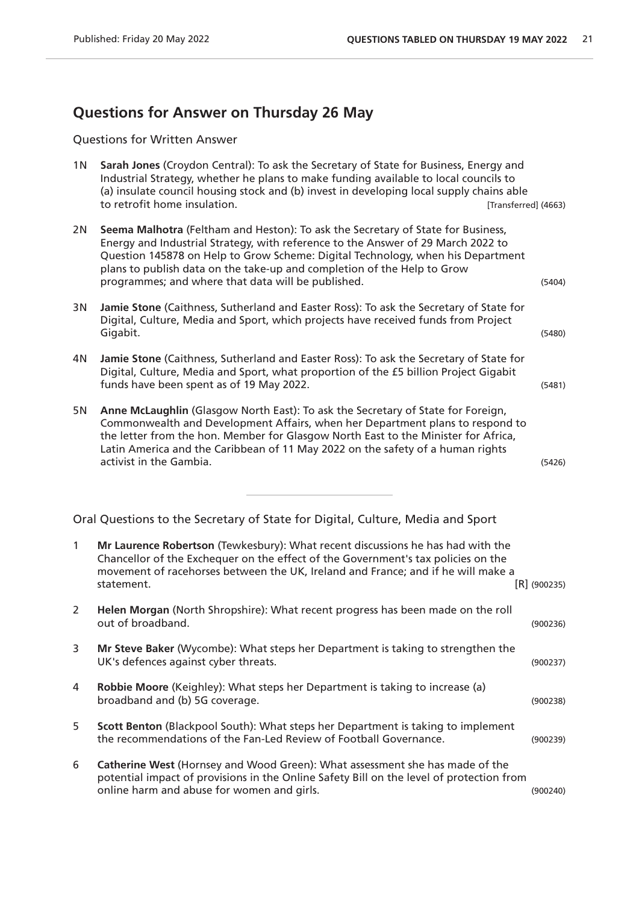## Questions for Answer on Thursday 26 May

### Questions for Written Answer

1N **Sarah Jones** (Croydon Central): To ask the Secretary of State for Business, Energy and Industrial Strategy, whether he plans to make funding available to local councils to (a) insulate council housing stock and (b) invest in developing local supply chains able to retrofit home insulation. [Transferred] (4663)

2N **Seema Malhotra** (Feltham and Heston): To ask the Secretary of State for Business, Energy and Industrial Strategy, with reference to the Answer of 29 March 2022 to Question 145878 on Help to Grow Scheme: Digital Technology, when his Department plans to publish data on the take-up and completion of the Help to Grow programmes; and where that data will be published. (5404)

3N **Jamie Stone** (Caithness, Sutherland and Easter Ross): To ask the Secretary of State for Digital, Culture, Media and Sport, which projects have received funds from Project Gigabit. (5480)

4N **Jamie Stone** (Caithness, Sutherland and Easter Ross): To ask the Secretary of State for Digital, Culture, Media and Sport, what proportion of the £5 billion Project Gigabit funds have been spent as of 19 May 2022. (5481)

5N **Anne McLaughlin** (Glasgow North East): To ask the Secretary of State for Foreign, Commonwealth and Development Affairs, when her Department plans to respond to the letter from the hon. Member for Glasgow North East to the Minister for Africa, Latin America and the Caribbean of 11 May 2022 on the safety of a human rights activist in the Gambia. (5426)

---

### Oral Questions to the Secretary of State for Digital, Culture, Media and Sport

1 **Mr Laurence Robertson** (Tewkesbury): What recent discussions he has had with the Chancellor of the Exchequer on the effect of the Government's tax policies on the movement of racehorses between the UK, Ireland and France; and if he will make a statement. [R] (900235)

2 **Helen Morgan** (North Shropshire): What recent progress has been made on the roll out of broadband. (900236)

3 **Mr Steve Baker** (Wycombe): What steps her Department is taking to strengthen the UK's defences against cyber threats. (900237)

4 **Robbie Moore** (Keighley): What steps her Department is taking to increase (a) broadband and (b) 5G coverage. (900238)

5 **Scott Benton** (Blackpool South): What steps her Department is taking to implement the recommendations of the Fan-Led Review of Football Governance. (900239)

6 **Catherine West** (Hornsey and Wood Green): What assessment she has made of the potential impact of provisions in the Online Safety Bill on the level of protection from online harm and abuse for women and girls. (900240)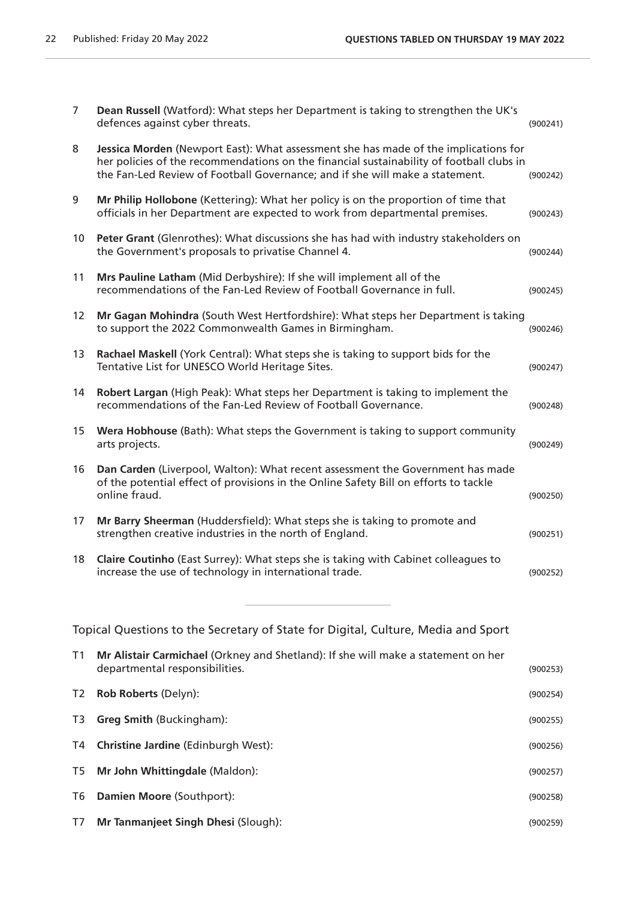7 **Dean Russell** (Watford): What steps her Department is taking to strengthen the UK's defences against cyber threats. (900241)

8 **Jessica Morden** (Newport East): What assessment she has made of the implications for her policies of the recommendations on the financial sustainability of football clubs in the Fan-Led Review of Football Governance; and if she will make a statement. (900242)

9 **Mr Philip Hollobone** (Kettering): What her policy is on the proportion of time that officials in her Department are expected to work from departmental premises. (900243)

10 **Peter Grant** (Glenrothes): What discussions she has had with industry stakeholders on the Government's proposals to privatise Channel 4. (900244)

11 **Mrs Pauline Latham** (Mid Derbyshire): If she will implement all of the recommendations of the Fan-Led Review of Football Governance in full. (900245)

12 **Mr Gagan Mohindra** (South West Hertfordshire): What steps her Department is taking to support the 2022 Commonwealth Games in Birmingham. (900246)

13 **Rachael Maskell** (York Central): What steps she is taking to support bids for the Tentative List for UNESCO World Heritage Sites. (900247)

14 **Robert Largan** (High Peak): What steps her Department is taking to implement the recommendations of the Fan-Led Review of Football Governance. (900248)

15 **Wera Hobhouse** (Bath): What steps the Government is taking to support community arts projects. (900249)

16 **Dan Carden** (Liverpool, Walton): What recent assessment the Government has made of the potential effect of provisions in the Online Safety Bill on efforts to tackle online fraud. (900250)

17 **Mr Barry Sheerman** (Huddersfield): What steps she is taking to promote and strengthen creative industries in the north of England. (900251)

18 **Claire Coutinho** (East Surrey): What steps she is taking with Cabinet colleagues to increase the use of technology in international trade. (900252)

---

Topical Questions to the Secretary of State for Digital, Culture, Media and Sport

T1 **Mr Alistair Carmichael** (Orkney and Shetland): If she will make a statement on her departmental responsibilities. (900253)

T2 **Rob Roberts** (Delyn): (900254)

T3 **Greg Smith** (Buckingham): (900255)

T4 **Christine Jardine** (Edinburgh West): (900256)

T5 **Mr John Whittingdale** (Maldon): (900257)

T6 **Damien Moore** (Southport): (900258)

T7 **Mr Tanmanjeet Singh Dhesi** (Slough): (900259)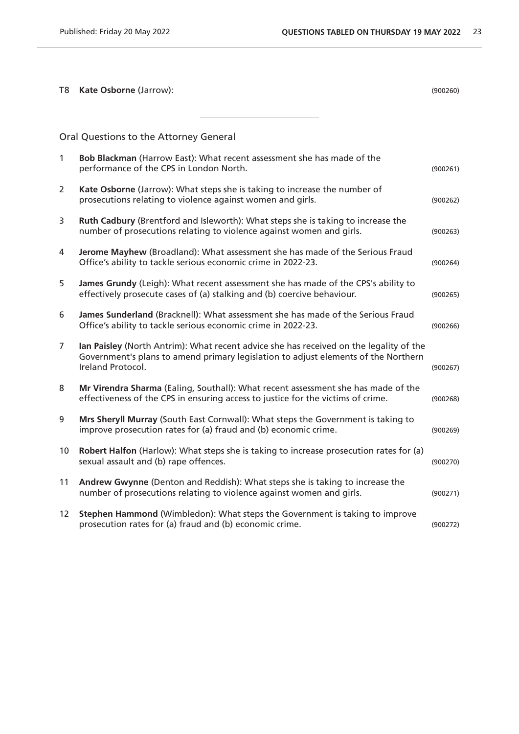T8 **Kate Osborne** (Jarrow): (900260)

---

## Oral Questions to the Attorney General

1 **Bob Blackman** (Harrow East): What recent assessment she has made of the performance of the CPS in London North. (900261)

2 **Kate Osborne** (Jarrow): What steps she is taking to increase the number of prosecutions relating to violence against women and girls. (900262)

3 **Ruth Cadbury** (Brentford and Isleworth): What steps she is taking to increase the number of prosecutions relating to violence against women and girls. (900263)

4 **Jerome Mayhew** (Broadland): What assessment she has made of the Serious Fraud Office's ability to tackle serious economic crime in 2022-23. (900264)

5 **James Grundy** (Leigh): What recent assessment she has made of the CPS's ability to effectively prosecute cases of (a) stalking and (b) coercive behaviour. (900265)

6 **James Sunderland** (Bracknell): What assessment she has made of the Serious Fraud Office's ability to tackle serious economic crime in 2022-23. (900266)

7 **Ian Paisley** (North Antrim): What recent advice she has received on the legality of the Government's plans to amend primary legislation to adjust elements of the Northern Ireland Protocol. (900267)

8 **Mr Virendra Sharma** (Ealing, Southall): What recent assessment she has made of the effectiveness of the CPS in ensuring access to justice for the victims of crime. (900268)

9 **Mrs Sheryll Murray** (South East Cornwall): What steps the Government is taking to improve prosecution rates for (a) fraud and (b) economic crime. (900269)

10 **Robert Halfon** (Harlow): What steps she is taking to increase prosecution rates for (a) sexual assault and (b) rape offences. (900270)

11 **Andrew Gwynne** (Denton and Reddish): What steps she is taking to increase the number of prosecutions relating to violence against women and girls. (900271)

12 **Stephen Hammond** (Wimbledon): What steps the Government is taking to improve prosecution rates for (a) fraud and (b) economic crime. (900272)